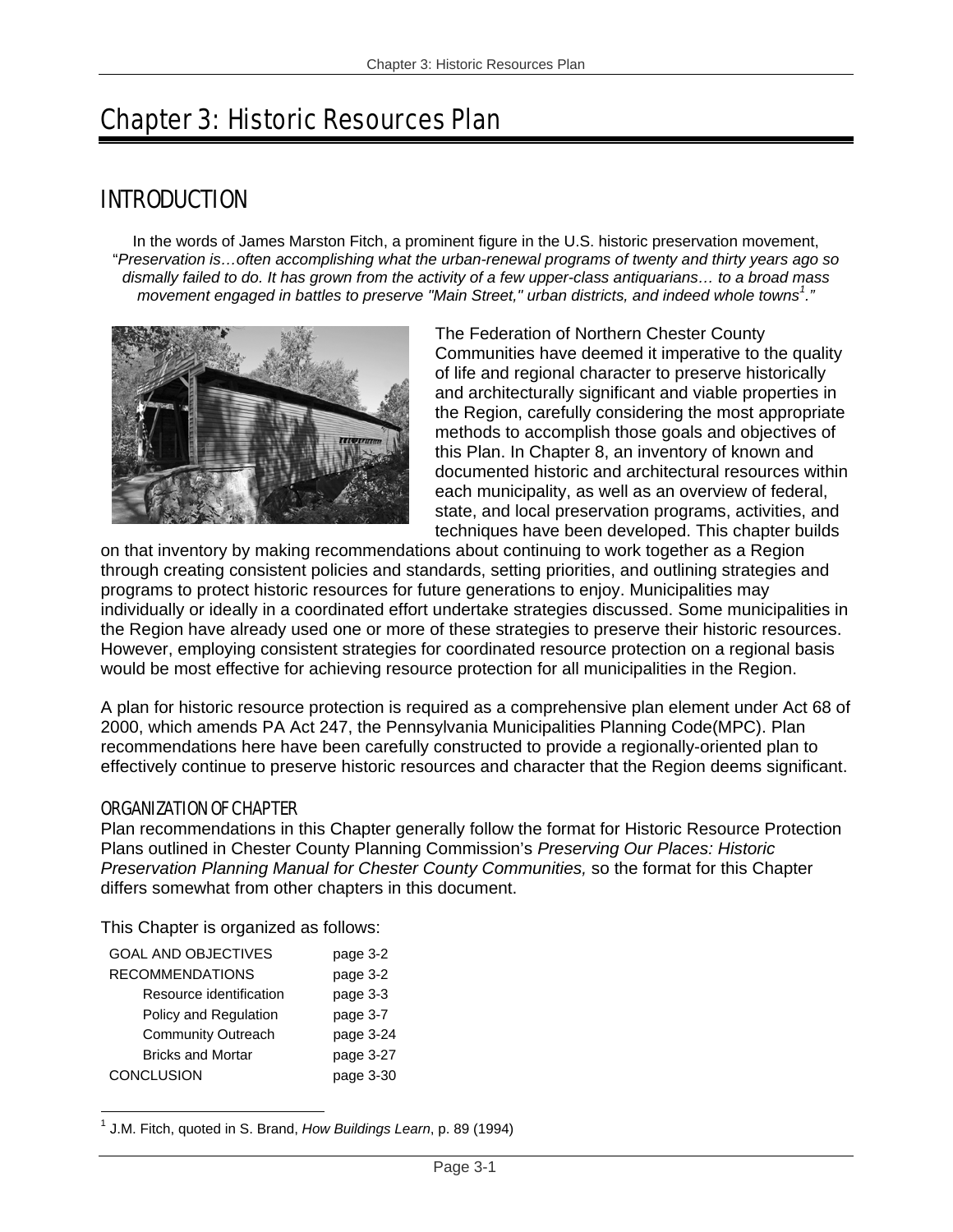# Chapter 3: Historic Resources Plan

## INTRODUCTION

In the words of James Marston Fitch, a prominent figure in the U.S. historic preservation movement, "*Preservation is…often accomplishing what the urban-renewal programs of twenty and thirty years ago so dismally failed to do. It has grown from the activity of a few upper-class antiquarians… to a broad mass movement engaged in battles to preserve "Main Street," urban districts, and indeed whole towns*[1]."

The Federation of Northern Chester County Communities have deemed it imperative to the quality of life and regional character to preserve historically and architecturally significant and viable properties in the Region, carefully considering the most appropriate methods to accomplish those goals and objectives of this Plan. In Chapter 8, an inventory of known and documented historic and architectural resources within each municipality, as well as an overview of federal, state, and local preservation programs, activities, and techniques have been developed. This chapter builds on that inventory by making recommendations about continuing to work together as a Region through creating consistent policies and standards, setting priorities, and outlining strategies and programs to protect historic resources for future generations to enjoy. Municipalities may individually or ideally in a coordinated effort undertake strategies discussed. Some municipalities in the Region have already used one or more of these strategies to preserve their historic resources. However, employing consistent strategies for coordinated resource protection on a regional basis would be most effective for achieving resource protection for all municipalities in the Region.

A plan for historic resource protection is required as a comprehensive plan element under Act 68 of 2000, which amends PA Act 247, the Pennsylvania Municipalities Planning Code(MPC). Plan recommendations here have been carefully constructed to provide a regionally-oriented plan to effectively continue to preserve historic resources and character that the Region deems significant.

### ORGANIZATION OF CHAPTER

Plan recommendations in this Chapter generally follow the format for Historic Resource Protection Plans outlined in Chester County Planning Commission's *Preserving Our Places: Historic Preservation Planning Manual for Chester County Communities,* so the format for this Chapter differs somewhat from other chapters in this document.

This Chapter is organized as follows:

| | |
|---|---|
| GOAL AND OBJECTIVES | page 3-2 |
| RECOMMENDATIONS | page 3-2 |
| Resource identification | page 3-3 |
| Policy and Regulation | page 3-7 |
| Community Outreach | page 3-24 |
| Bricks and Mortar | page 3-27 |
| CONCLUSION | page 3-30 |

[1] J.M. Fitch, quoted in S. Brand, *How Buildings Learn*, p. 89 (1994)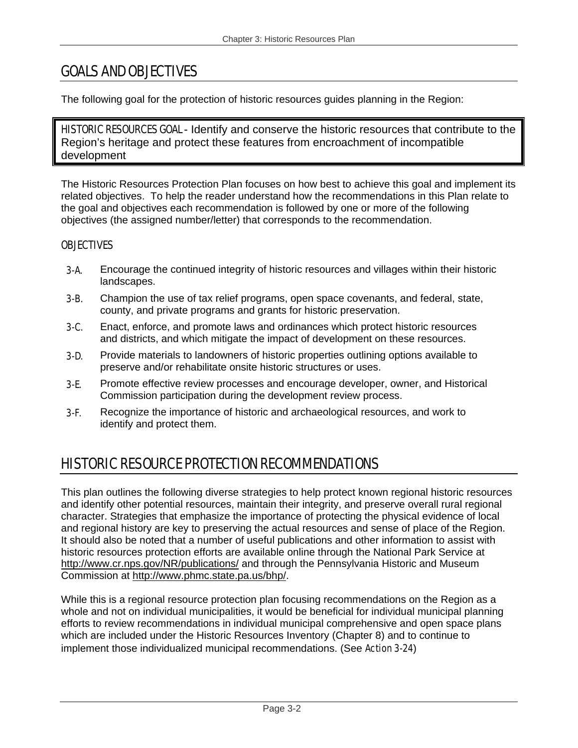## GOALS AND OBJECTIVES

The following goal for the protection of historic resources guides planning in the Region:

> HISTORIC RESOURCES GOAL - Identify and conserve the historic resources that contribute to the Region's heritage and protect these features from encroachment of incompatible development

The Historic Resources Protection Plan focuses on how best to achieve this goal and implement its related objectives. To help the reader understand how the recommendations in this Plan relate to the goal and objectives each recommendation is followed by one or more of the following objectives (the assigned number/letter) that corresponds to the recommendation.

### OBJECTIVES

- 3-A. Encourage the continued integrity of historic resources and villages within their historic landscapes.
- 3-B. Champion the use of tax relief programs, open space covenants, and federal, state, county, and private programs and grants for historic preservation.
- 3-C. Enact, enforce, and promote laws and ordinances which protect historic resources and districts, and which mitigate the impact of development on these resources.
- 3-D. Provide materials to landowners of historic properties outlining options available to preserve and/or rehabilitate onsite historic structures or uses.
- 3-E. Promote effective review processes and encourage developer, owner, and Historical Commission participation during the development review process.
- 3-F. Recognize the importance of historic and archaeological resources, and work to identify and protect them.

## HISTORIC RESOURCE PROTECTION RECOMMENDATIONS

This plan outlines the following diverse strategies to help protect known regional historic resources and identify other potential resources, maintain their integrity, and preserve overall rural regional character. Strategies that emphasize the importance of protecting the physical evidence of local and regional history are key to preserving the actual resources and sense of place of the Region. It should also be noted that a number of useful publications and other information to assist with historic resources protection efforts are available online through the National Park Service at http://www.cr.nps.gov/NR/publications/ and through the Pennsylvania Historic and Museum Commission at http://www.phmc.state.pa.us/bhp/.

While this is a regional resource protection plan focusing recommendations on the Region as a whole and not on individual municipalities, it would be beneficial for individual municipal planning efforts to review recommendations in individual municipal comprehensive and open space plans which are included under the Historic Resources Inventory (Chapter 8) and to continue to implement those individualized municipal recommendations. (See *Action 3-24*)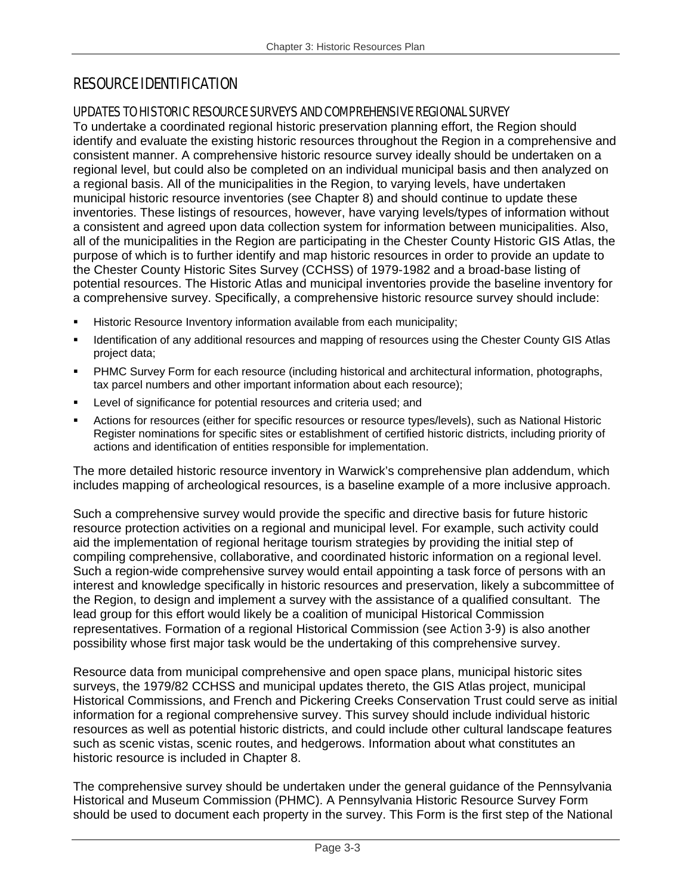## RESOURCE IDENTIFICATION

### UPDATES TO HISTORIC RESOURCE SURVEYS AND COMPREHENSIVE REGIONAL SURVEY

To undertake a coordinated regional historic preservation planning effort, the Region should identify and evaluate the existing historic resources throughout the Region in a comprehensive and consistent manner. A comprehensive historic resource survey ideally should be undertaken on a regional level, but could also be completed on an individual municipal basis and then analyzed on a regional basis. All of the municipalities in the Region, to varying levels, have undertaken municipal historic resource inventories (see Chapter 8) and should continue to update these inventories. These listings of resources, however, have varying levels/types of information without a consistent and agreed upon data collection system for information between municipalities. Also, all of the municipalities in the Region are participating in the Chester County Historic GIS Atlas, the purpose of which is to further identify and map historic resources in order to provide an update to the Chester County Historic Sites Survey (CCHSS) of 1979-1982 and a broad-base listing of potential resources. The Historic Atlas and municipal inventories provide the baseline inventory for a comprehensive survey. Specifically, a comprehensive historic resource survey should include:

- Historic Resource Inventory information available from each municipality;
- Identification of any additional resources and mapping of resources using the Chester County GIS Atlas project data;
- PHMC Survey Form for each resource (including historical and architectural information, photographs, tax parcel numbers and other important information about each resource);
- Level of significance for potential resources and criteria used; and
- Actions for resources (either for specific resources or resource types/levels), such as National Historic Register nominations for specific sites or establishment of certified historic districts, including priority of actions and identification of entities responsible for implementation.

The more detailed historic resource inventory in Warwick's comprehensive plan addendum, which includes mapping of archeological resources, is a baseline example of a more inclusive approach.

Such a comprehensive survey would provide the specific and directive basis for future historic resource protection activities on a regional and municipal level. For example, such activity could aid the implementation of regional heritage tourism strategies by providing the initial step of compiling comprehensive, collaborative, and coordinated historic information on a regional level. Such a region-wide comprehensive survey would entail appointing a task force of persons with an interest and knowledge specifically in historic resources and preservation, likely a subcommittee of the Region, to design and implement a survey with the assistance of a qualified consultant. The lead group for this effort would likely be a coalition of municipal Historical Commission representatives. Formation of a regional Historical Commission (see Action 3-9) is also another possibility whose first major task would be the undertaking of this comprehensive survey.

Resource data from municipal comprehensive and open space plans, municipal historic sites surveys, the 1979/82 CCHSS and municipal updates thereto, the GIS Atlas project, municipal Historical Commissions, and French and Pickering Creeks Conservation Trust could serve as initial information for a regional comprehensive survey. This survey should include individual historic resources as well as potential historic districts, and could include other cultural landscape features such as scenic vistas, scenic routes, and hedgerows. Information about what constitutes an historic resource is included in Chapter 8.

The comprehensive survey should be undertaken under the general guidance of the Pennsylvania Historical and Museum Commission (PHMC). A Pennsylvania Historic Resource Survey Form should be used to document each property in the survey. This Form is the first step of the National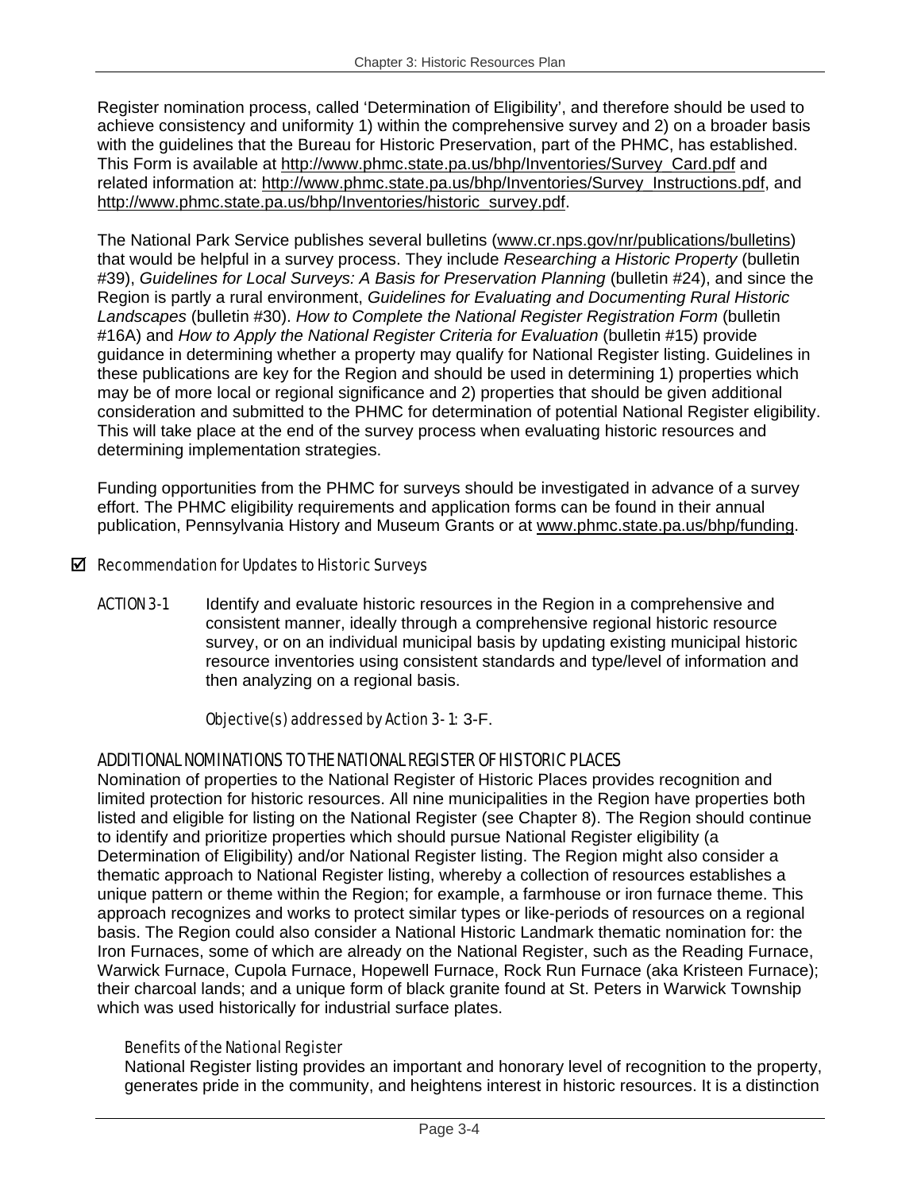Register nomination process, called 'Determination of Eligibility', and therefore should be used to achieve consistency and uniformity 1) within the comprehensive survey and 2) on a broader basis with the guidelines that the Bureau for Historic Preservation, part of the PHMC, has established. This Form is available at http://www.phmc.state.pa.us/bhp/Inventories/Survey_Card.pdf and related information at: http://www.phmc.state.pa.us/bhp/Inventories/Survey_Instructions.pdf, and http://www.phmc.state.pa.us/bhp/Inventories/historic_survey.pdf.

The National Park Service publishes several bulletins (www.cr.nps.gov/nr/publications/bulletins) that would be helpful in a survey process. They include *Researching a Historic Property* (bulletin #39), *Guidelines for Local Surveys: A Basis for Preservation Planning* (bulletin #24), and since the Region is partly a rural environment, *Guidelines for Evaluating and Documenting Rural Historic Landscapes* (bulletin #30). *How to Complete the National Register Registration Form* (bulletin #16A) and *How to Apply the National Register Criteria for Evaluation* (bulletin #15) provide guidance in determining whether a property may qualify for National Register listing. Guidelines in these publications are key for the Region and should be used in determining 1) properties which may be of more local or regional significance and 2) properties that should be given additional consideration and submitted to the PHMC for determination of potential National Register eligibility. This will take place at the end of the survey process when evaluating historic resources and determining implementation strategies.

Funding opportunities from the PHMC for surveys should be investigated in advance of a survey effort. The PHMC eligibility requirements and application forms can be found in their annual publication, Pennsylvania History and Museum Grants or at www.phmc.state.pa.us/bhp/funding.

☑ Recommendation for Updates to Historic Surveys

ACTION 3-1 Identify and evaluate historic resources in the Region in a comprehensive and consistent manner, ideally through a comprehensive regional historic resource survey, or on an individual municipal basis by updating existing municipal historic resource inventories using consistent standards and type/level of information and then analyzing on a regional basis.

Objective(s) addressed by Action 3-1: 3-F.

## ADDITIONAL NOMINATIONS TO THE NATIONAL REGISTER OF HISTORIC PLACES

Nomination of properties to the National Register of Historic Places provides recognition and limited protection for historic resources. All nine municipalities in the Region have properties both listed and eligible for listing on the National Register (see Chapter 8). The Region should continue to identify and prioritize properties which should pursue National Register eligibility (a Determination of Eligibility) and/or National Register listing. The Region might also consider a thematic approach to National Register listing, whereby a collection of resources establishes a unique pattern or theme within the Region; for example, a farmhouse or iron furnace theme. This approach recognizes and works to protect similar types or like-periods of resources on a regional basis. The Region could also consider a National Historic Landmark thematic nomination for: the Iron Furnaces, some of which are already on the National Register, such as the Reading Furnace, Warwick Furnace, Cupola Furnace, Hopewell Furnace, Rock Run Furnace (aka Kristeen Furnace); their charcoal lands; and a unique form of black granite found at St. Peters in Warwick Township which was used historically for industrial surface plates.

### Benefits of the National Register

National Register listing provides an important and honorary level of recognition to the property, generates pride in the community, and heightens interest in historic resources. It is a distinction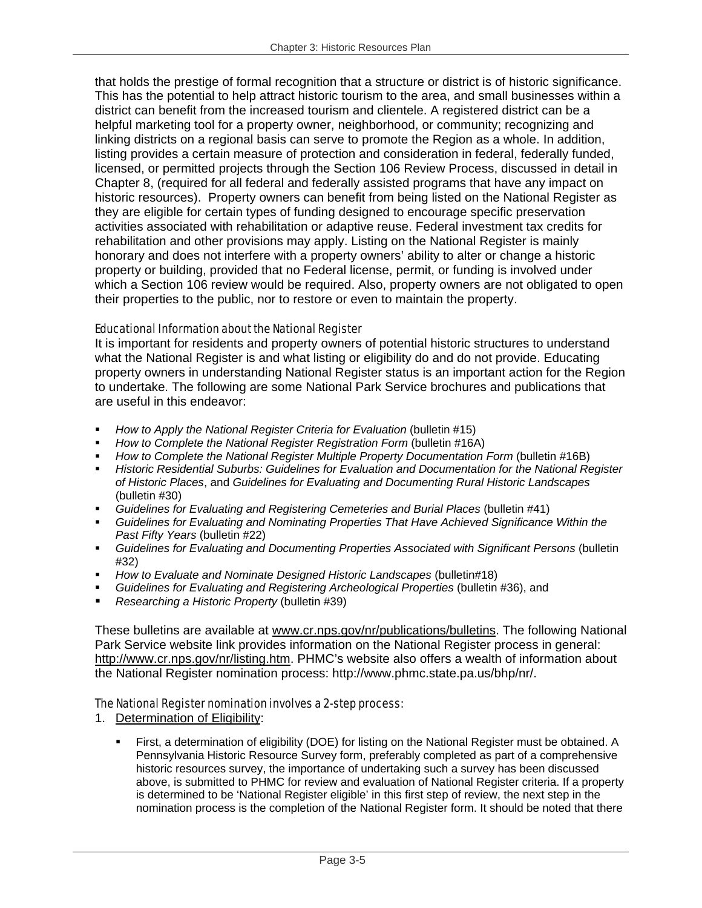that holds the prestige of formal recognition that a structure or district is of historic significance. This has the potential to help attract historic tourism to the area, and small businesses within a district can benefit from the increased tourism and clientele. A registered district can be a helpful marketing tool for a property owner, neighborhood, or community; recognizing and linking districts on a regional basis can serve to promote the Region as a whole. In addition, listing provides a certain measure of protection and consideration in federal, federally funded, licensed, or permitted projects through the Section 106 Review Process, discussed in detail in Chapter 8, (required for all federal and federally assisted programs that have any impact on historic resources). Property owners can benefit from being listed on the National Register as they are eligible for certain types of funding designed to encourage specific preservation activities associated with rehabilitation or adaptive reuse. Federal investment tax credits for rehabilitation and other provisions may apply. Listing on the National Register is mainly honorary and does not interfere with a property owners' ability to alter or change a historic property or building, provided that no Federal license, permit, or funding is involved under which a Section 106 review would be required. Also, property owners are not obligated to open their properties to the public, nor to restore or even to maintain the property.

### Educational Information about the National Register

It is important for residents and property owners of potential historic structures to understand what the National Register is and what listing or eligibility do and do not provide. Educating property owners in understanding National Register status is an important action for the Region to undertake. The following are some National Park Service brochures and publications that are useful in this endeavor:

- *How to Apply the National Register Criteria for Evaluation* (bulletin #15)
- *How to Complete the National Register Registration Form* (bulletin #16A)
- *How to Complete the National Register Multiple Property Documentation Form* (bulletin #16B)
- *Historic Residential Suburbs: Guidelines for Evaluation and Documentation for the National Register of Historic Places*, and *Guidelines for Evaluating and Documenting Rural Historic Landscapes* (bulletin #30)
- *Guidelines for Evaluating and Registering Cemeteries and Burial Places* (bulletin #41)
- *Guidelines for Evaluating and Nominating Properties That Have Achieved Significance Within the Past Fifty Years* (bulletin #22)
- *Guidelines for Evaluating and Documenting Properties Associated with Significant Persons* (bulletin #32)
- *How to Evaluate and Nominate Designed Historic Landscapes* (bulletin#18)
- *Guidelines for Evaluating and Registering Archeological Properties* (bulletin #36), and
- *Researching a Historic Property* (bulletin #39)

These bulletins are available at www.cr.nps.gov/nr/publications/bulletins. The following National Park Service website link provides information on the National Register process in general: http://www.cr.nps.gov/nr/listing.htm. PHMC's website also offers a wealth of information about the National Register nomination process: http://www.phmc.state.pa.us/bhp/nr/.

### The National Register nomination involves a 2-step process:

1. Determination of Eligibility:

   - First, a determination of eligibility (DOE) for listing on the National Register must be obtained. A Pennsylvania Historic Resource Survey form, preferably completed as part of a comprehensive historic resources survey, the importance of undertaking such a survey has been discussed above, is submitted to PHMC for review and evaluation of National Register criteria. If a property is determined to be 'National Register eligible' in this first step of review, the next step in the nomination process is the completion of the National Register form. It should be noted that there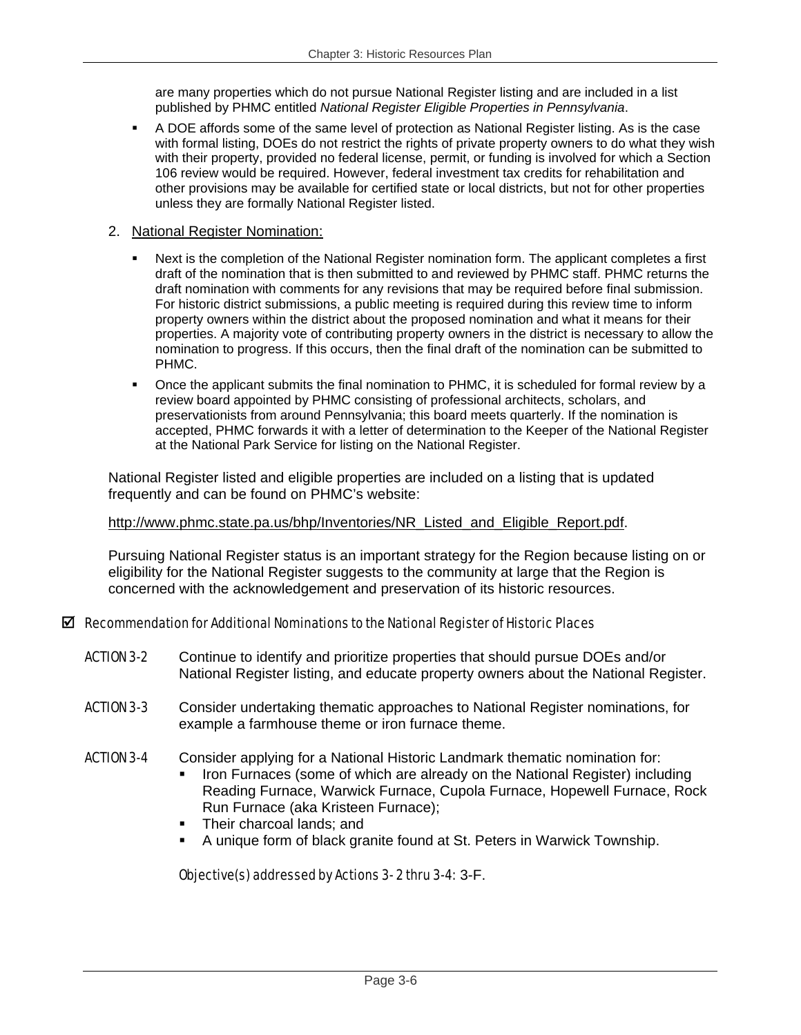are many properties which do not pursue National Register listing and are included in a list published by PHMC entitled *National Register Eligible Properties in Pennsylvania*.

- A DOE affords some of the same level of protection as National Register listing. As is the case with formal listing, DOEs do not restrict the rights of private property owners to do what they wish with their property, provided no federal license, permit, or funding is involved for which a Section 106 review would be required. However, federal investment tax credits for rehabilitation and other provisions may be available for certified state or local districts, but not for other properties unless they are formally National Register listed.

2. <u>National Register Nomination:</u>

   - Next is the completion of the National Register nomination form. The applicant completes a first draft of the nomination that is then submitted to and reviewed by PHMC staff. PHMC returns the draft nomination with comments for any revisions that may be required before final submission. For historic district submissions, a public meeting is required during this review time to inform property owners within the district about the proposed nomination and what it means for their properties. A majority vote of contributing property owners in the district is necessary to allow the nomination to progress. If this occurs, then the final draft of the nomination can be submitted to PHMC.
   - Once the applicant submits the final nomination to PHMC, it is scheduled for formal review by a review board appointed by PHMC consisting of professional architects, scholars, and preservationists from around Pennsylvania; this board meets quarterly. If the nomination is accepted, PHMC forwards it with a letter of determination to the Keeper of the National Register at the National Park Service for listing on the National Register.

National Register listed and eligible properties are included on a listing that is updated frequently and can be found on PHMC's website:

http://www.phmc.state.pa.us/bhp/Inventories/NR_Listed_and_Eligible_Report.pdf.

Pursuing National Register status is an important strategy for the Region because listing on or eligibility for the National Register suggests to the community at large that the Region is concerned with the acknowledgement and preservation of its historic resources.

☑ *Recommendation for Additional Nominations to the National Register of Historic Places*

**ACTION 3-2** Continue to identify and prioritize properties that should pursue DOEs and/or National Register listing, and educate property owners about the National Register.

**ACTION 3-3** Consider undertaking thematic approaches to National Register nominations, for example a farmhouse theme or iron furnace theme.

**ACTION 3-4** Consider applying for a National Historic Landmark thematic nomination for:

- Iron Furnaces (some of which are already on the National Register) including Reading Furnace, Warwick Furnace, Cupola Furnace, Hopewell Furnace, Rock Run Furnace (aka Kristeen Furnace);
- Their charcoal lands; and
- A unique form of black granite found at St. Peters in Warwick Township.

*Objective(s) addressed by Actions 3-2 thru 3-4:* 3-F.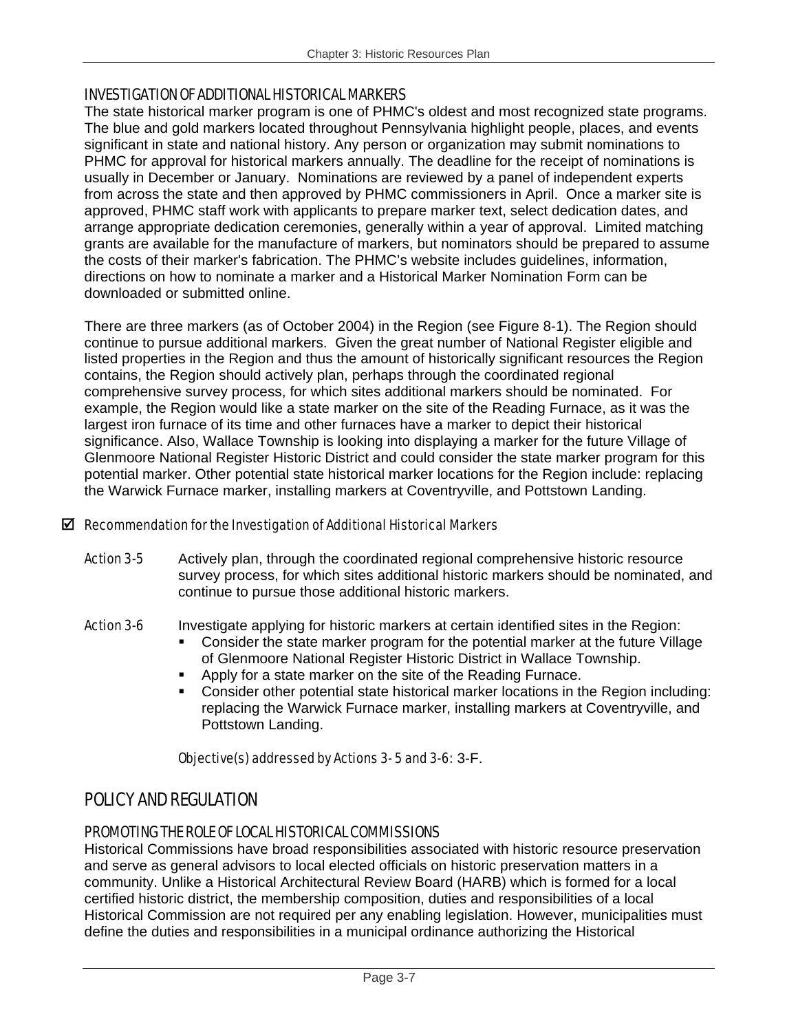### INVESTIGATION OF ADDITIONAL HISTORICAL MARKERS

The state historical marker program is one of PHMC's oldest and most recognized state programs. The blue and gold markers located throughout Pennsylvania highlight people, places, and events significant in state and national history. Any person or organization may submit nominations to PHMC for approval for historical markers annually. The deadline for the receipt of nominations is usually in December or January. Nominations are reviewed by a panel of independent experts from across the state and then approved by PHMC commissioners in April. Once a marker site is approved, PHMC staff work with applicants to prepare marker text, select dedication dates, and arrange appropriate dedication ceremonies, generally within a year of approval. Limited matching grants are available for the manufacture of markers, but nominators should be prepared to assume the costs of their marker's fabrication. The PHMC's website includes guidelines, information, directions on how to nominate a marker and a Historical Marker Nomination Form can be downloaded or submitted online.

There are three markers (as of October 2004) in the Region (see Figure 8-1). The Region should continue to pursue additional markers. Given the great number of National Register eligible and listed properties in the Region and thus the amount of historically significant resources the Region contains, the Region should actively plan, perhaps through the coordinated regional comprehensive survey process, for which sites additional markers should be nominated. For example, the Region would like a state marker on the site of the Reading Furnace, as it was the largest iron furnace of its time and other furnaces have a marker to depict their historical significance. Also, Wallace Township is looking into displaying a marker for the future Village of Glenmoore National Register Historic District and could consider the state marker program for this potential marker. Other potential state historical marker locations for the Region include: replacing the Warwick Furnace marker, installing markers at Coventryville, and Pottstown Landing.

☑ *Recommendation for the Investigation of Additional Historical Markers*

*Action 3-5* Actively plan, through the coordinated regional comprehensive historic resource survey process, for which sites additional historic markers should be nominated, and continue to pursue those additional historic markers.

*Action 3-6* Investigate applying for historic markers at certain identified sites in the Region:

- Consider the state marker program for the potential marker at the future Village of Glenmoore National Register Historic District in Wallace Township.
- Apply for a state marker on the site of the Reading Furnace.
- Consider other potential state historical marker locations in the Region including: replacing the Warwick Furnace marker, installing markers at Coventryville, and Pottstown Landing.

*Objective(s) addressed by Actions 3-5 and 3-6:* 3-F.

## POLICY AND REGULATION

### PROMOTING THE ROLE OF LOCAL HISTORICAL COMMISSIONS

Historical Commissions have broad responsibilities associated with historic resource preservation and serve as general advisors to local elected officials on historic preservation matters in a community. Unlike a Historical Architectural Review Board (HARB) which is formed for a local certified historic district, the membership composition, duties and responsibilities of a local Historical Commission are not required per any enabling legislation. However, municipalities must define the duties and responsibilities in a municipal ordinance authorizing the Historical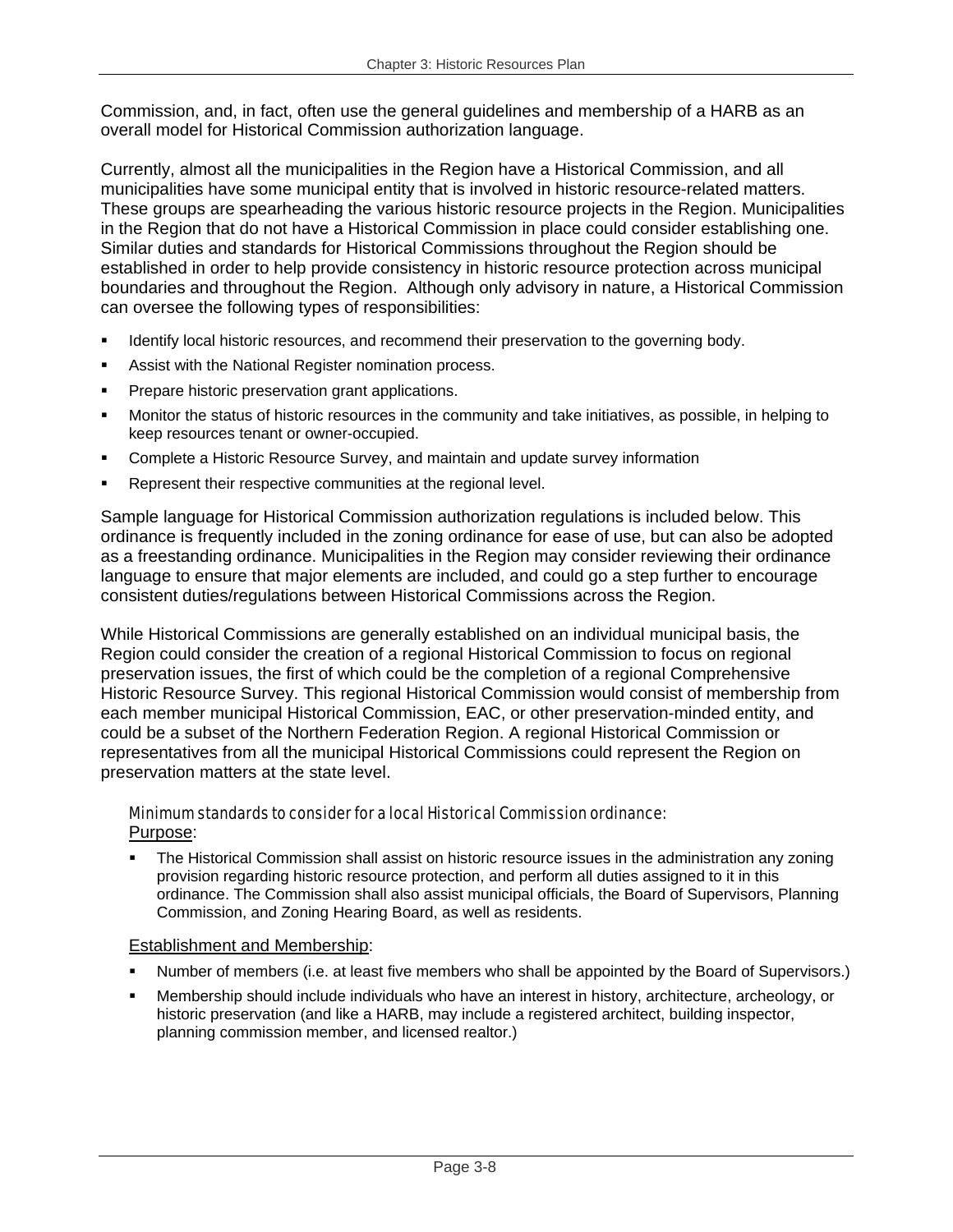Commission, and, in fact, often use the general guidelines and membership of a HARB as an overall model for Historical Commission authorization language.

Currently, almost all the municipalities in the Region have a Historical Commission, and all municipalities have some municipal entity that is involved in historic resource-related matters. These groups are spearheading the various historic resource projects in the Region. Municipalities in the Region that do not have a Historical Commission in place could consider establishing one. Similar duties and standards for Historical Commissions throughout the Region should be established in order to help provide consistency in historic resource protection across municipal boundaries and throughout the Region. Although only advisory in nature, a Historical Commission can oversee the following types of responsibilities:

- Identify local historic resources, and recommend their preservation to the governing body.
- Assist with the National Register nomination process.
- Prepare historic preservation grant applications.
- Monitor the status of historic resources in the community and take initiatives, as possible, in helping to keep resources tenant or owner-occupied.
- Complete a Historic Resource Survey, and maintain and update survey information
- Represent their respective communities at the regional level.

Sample language for Historical Commission authorization regulations is included below. This ordinance is frequently included in the zoning ordinance for ease of use, but can also be adopted as a freestanding ordinance. Municipalities in the Region may consider reviewing their ordinance language to ensure that major elements are included, and could go a step further to encourage consistent duties/regulations between Historical Commissions across the Region.

While Historical Commissions are generally established on an individual municipal basis, the Region could consider the creation of a regional Historical Commission to focus on regional preservation issues, the first of which could be the completion of a regional Comprehensive Historic Resource Survey. This regional Historical Commission would consist of membership from each member municipal Historical Commission, EAC, or other preservation-minded entity, and could be a subset of the Northern Federation Region. A regional Historical Commission or representatives from all the municipal Historical Commissions could represent the Region on preservation matters at the state level.

### Minimum standards to consider for a local Historical Commission ordinance:

Purpose:

- The Historical Commission shall assist on historic resource issues in the administration any zoning provision regarding historic resource protection, and perform all duties assigned to it in this ordinance. The Commission shall also assist municipal officials, the Board of Supervisors, Planning Commission, and Zoning Hearing Board, as well as residents.

Establishment and Membership:

- Number of members (i.e. at least five members who shall be appointed by the Board of Supervisors.)
- Membership should include individuals who have an interest in history, architecture, archeology, or historic preservation (and like a HARB, may include a registered architect, building inspector, planning commission member, and licensed realtor.)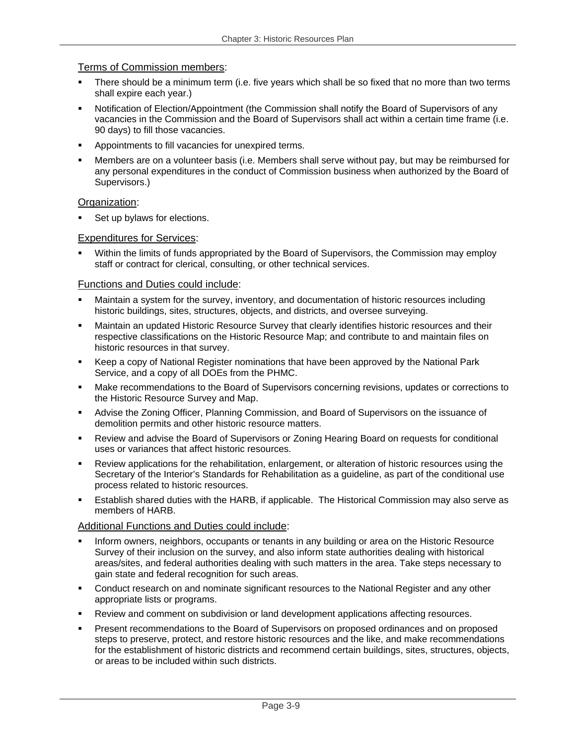Terms of Commission members:

- There should be a minimum term (i.e. five years which shall be so fixed that no more than two terms shall expire each year.)
- Notification of Election/Appointment (the Commission shall notify the Board of Supervisors of any vacancies in the Commission and the Board of Supervisors shall act within a certain time frame (i.e. 90 days) to fill those vacancies.
- Appointments to fill vacancies for unexpired terms.
- Members are on a volunteer basis (i.e. Members shall serve without pay, but may be reimbursed for any personal expenditures in the conduct of Commission business when authorized by the Board of Supervisors.)

Organization:

- Set up bylaws for elections.

Expenditures for Services:

- Within the limits of funds appropriated by the Board of Supervisors, the Commission may employ staff or contract for clerical, consulting, or other technical services.

Functions and Duties could include:

- Maintain a system for the survey, inventory, and documentation of historic resources including historic buildings, sites, structures, objects, and districts, and oversee surveying.
- Maintain an updated Historic Resource Survey that clearly identifies historic resources and their respective classifications on the Historic Resource Map; and contribute to and maintain files on historic resources in that survey.
- Keep a copy of National Register nominations that have been approved by the National Park Service, and a copy of all DOEs from the PHMC.
- Make recommendations to the Board of Supervisors concerning revisions, updates or corrections to the Historic Resource Survey and Map.
- Advise the Zoning Officer, Planning Commission, and Board of Supervisors on the issuance of demolition permits and other historic resource matters.
- Review and advise the Board of Supervisors or Zoning Hearing Board on requests for conditional uses or variances that affect historic resources.
- Review applications for the rehabilitation, enlargement, or alteration of historic resources using the Secretary of the Interior's Standards for Rehabilitation as a guideline, as part of the conditional use process related to historic resources.
- Establish shared duties with the HARB, if applicable. The Historical Commission may also serve as members of HARB.

Additional Functions and Duties could include:

- Inform owners, neighbors, occupants or tenants in any building or area on the Historic Resource Survey of their inclusion on the survey, and also inform state authorities dealing with historical areas/sites, and federal authorities dealing with such matters in the area. Take steps necessary to gain state and federal recognition for such areas.
- Conduct research on and nominate significant resources to the National Register and any other appropriate lists or programs.
- Review and comment on subdivision or land development applications affecting resources.
- Present recommendations to the Board of Supervisors on proposed ordinances and on proposed steps to preserve, protect, and restore historic resources and the like, and make recommendations for the establishment of historic districts and recommend certain buildings, sites, structures, objects, or areas to be included within such districts.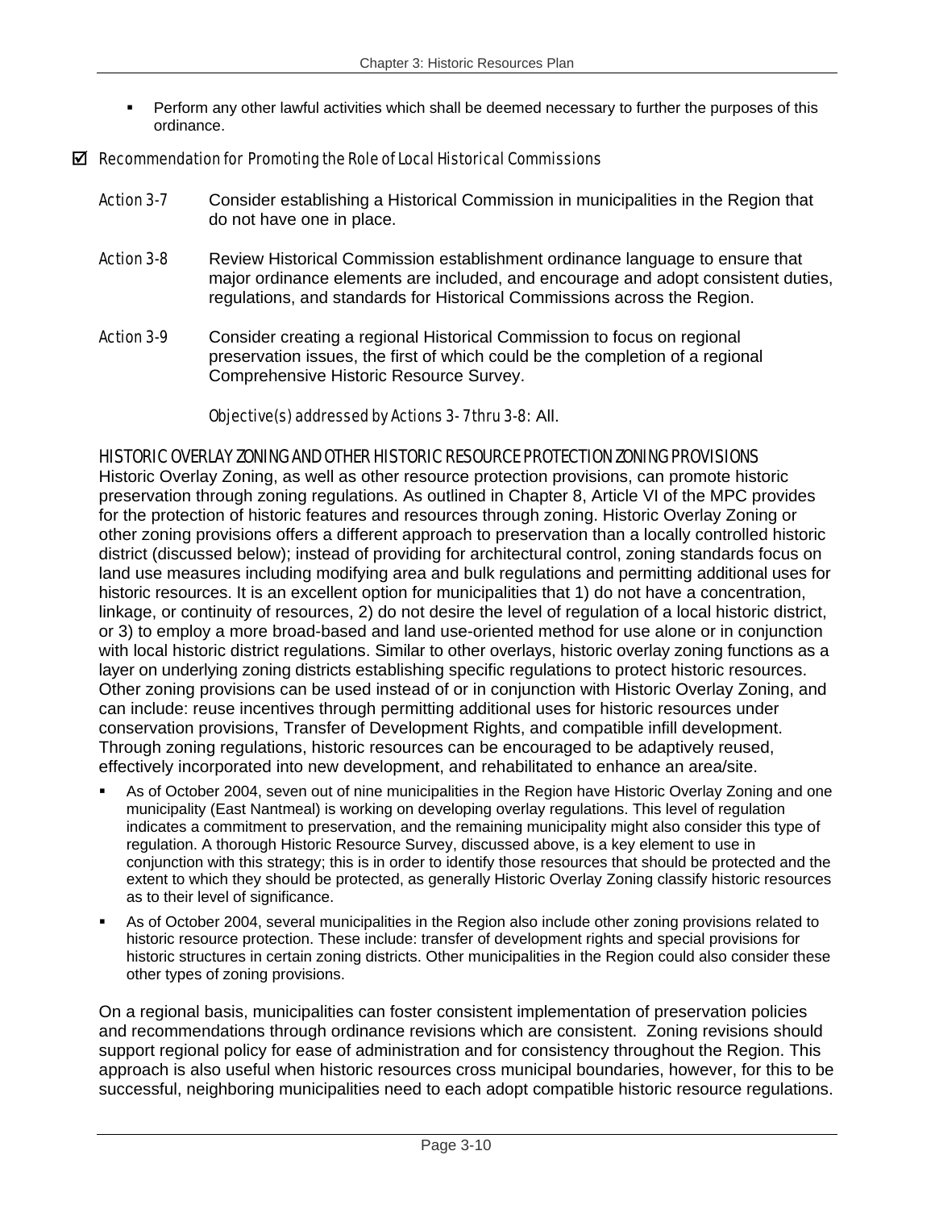- Perform any other lawful activities which shall be deemed necessary to further the purposes of this ordinance.

☑ *Recommendation for Promoting the Role of Local Historical Commissions*

*Action 3-7* Consider establishing a Historical Commission in municipalities in the Region that do not have one in place.

*Action 3-8* Review Historical Commission establishment ordinance language to ensure that major ordinance elements are included, and encourage and adopt consistent duties, regulations, and standards for Historical Commissions across the Region.

*Action 3-9* Consider creating a regional Historical Commission to focus on regional preservation issues, the first of which could be the completion of a regional Comprehensive Historic Resource Survey.

*Objective(s) addressed by Actions 3- 7 thru 3-8:* All.

### HISTORIC OVERLAY ZONING AND OTHER HISTORIC RESOURCE PROTECTION ZONING PROVISIONS

Historic Overlay Zoning, as well as other resource protection provisions, can promote historic preservation through zoning regulations. As outlined in Chapter 8, Article VI of the MPC provides for the protection of historic features and resources through zoning. Historic Overlay Zoning or other zoning provisions offers a different approach to preservation than a locally controlled historic district (discussed below); instead of providing for architectural control, zoning standards focus on land use measures including modifying area and bulk regulations and permitting additional uses for historic resources. It is an excellent option for municipalities that 1) do not have a concentration, linkage, or continuity of resources, 2) do not desire the level of regulation of a local historic district, or 3) to employ a more broad-based and land use-oriented method for use alone or in conjunction with local historic district regulations. Similar to other overlays, historic overlay zoning functions as a layer on underlying zoning districts establishing specific regulations to protect historic resources. Other zoning provisions can be used instead of or in conjunction with Historic Overlay Zoning, and can include: reuse incentives through permitting additional uses for historic resources under conservation provisions, Transfer of Development Rights, and compatible infill development. Through zoning regulations, historic resources can be encouraged to be adaptively reused, effectively incorporated into new development, and rehabilitated to enhance an area/site.

- As of October 2004, seven out of nine municipalities in the Region have Historic Overlay Zoning and one municipality (East Nantmeal) is working on developing overlay regulations. This level of regulation indicates a commitment to preservation, and the remaining municipality might also consider this type of regulation. A thorough Historic Resource Survey, discussed above, is a key element to use in conjunction with this strategy; this is in order to identify those resources that should be protected and the extent to which they should be protected, as generally Historic Overlay Zoning classify historic resources as to their level of significance.
- As of October 2004, several municipalities in the Region also include other zoning provisions related to historic resource protection. These include: transfer of development rights and special provisions for historic structures in certain zoning districts. Other municipalities in the Region could also consider these other types of zoning provisions.

On a regional basis, municipalities can foster consistent implementation of preservation policies and recommendations through ordinance revisions which are consistent. Zoning revisions should support regional policy for ease of administration and for consistency throughout the Region. This approach is also useful when historic resources cross municipal boundaries, however, for this to be successful, neighboring municipalities need to each adopt compatible historic resource regulations.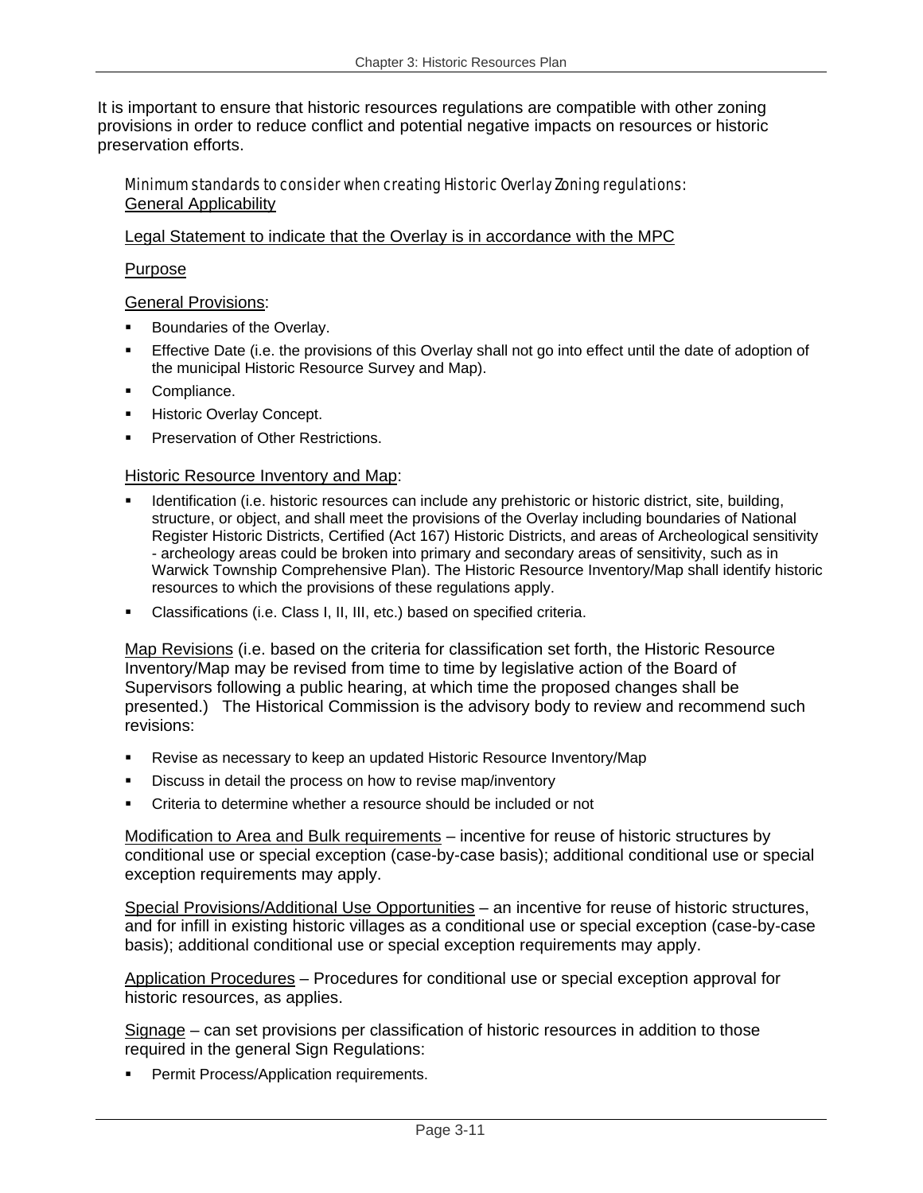It is important to ensure that historic resources regulations are compatible with other zoning provisions in order to reduce conflict and potential negative impacts on resources or historic preservation efforts.

*Minimum standards to consider when creating Historic Overlay Zoning regulations:*

<u>General Applicability</u>

<u>Legal Statement to indicate that the Overlay is in accordance with the MPC</u>

<u>Purpose</u>

<u>General Provisions</u>:

- Boundaries of the Overlay.
- Effective Date (i.e. the provisions of this Overlay shall not go into effect until the date of adoption of the municipal Historic Resource Survey and Map).
- Compliance.
- Historic Overlay Concept.
- Preservation of Other Restrictions.

<u>Historic Resource Inventory and Map</u>:

- Identification (i.e. historic resources can include any prehistoric or historic district, site, building, structure, or object, and shall meet the provisions of the Overlay including boundaries of National Register Historic Districts, Certified (Act 167) Historic Districts, and areas of Archeological sensitivity - archeology areas could be broken into primary and secondary areas of sensitivity, such as in Warwick Township Comprehensive Plan). The Historic Resource Inventory/Map shall identify historic resources to which the provisions of these regulations apply.
- Classifications (i.e. Class I, II, III, etc.) based on specified criteria.

<u>Map Revisions</u> (i.e. based on the criteria for classification set forth, the Historic Resource Inventory/Map may be revised from time to time by legislative action of the Board of Supervisors following a public hearing, at which time the proposed changes shall be presented.) The Historical Commission is the advisory body to review and recommend such revisions:

- Revise as necessary to keep an updated Historic Resource Inventory/Map
- Discuss in detail the process on how to revise map/inventory
- Criteria to determine whether a resource should be included or not

<u>Modification to Area and Bulk requirements</u> – incentive for reuse of historic structures by conditional use or special exception (case-by-case basis); additional conditional use or special exception requirements may apply.

<u>Special Provisions/Additional Use Opportunities</u> – an incentive for reuse of historic structures, and for infill in existing historic villages as a conditional use or special exception (case-by-case basis); additional conditional use or special exception requirements may apply.

<u>Application Procedures</u> – Procedures for conditional use or special exception approval for historic resources, as applies.

<u>Signage</u> – can set provisions per classification of historic resources in addition to those required in the general Sign Regulations:

- Permit Process/Application requirements.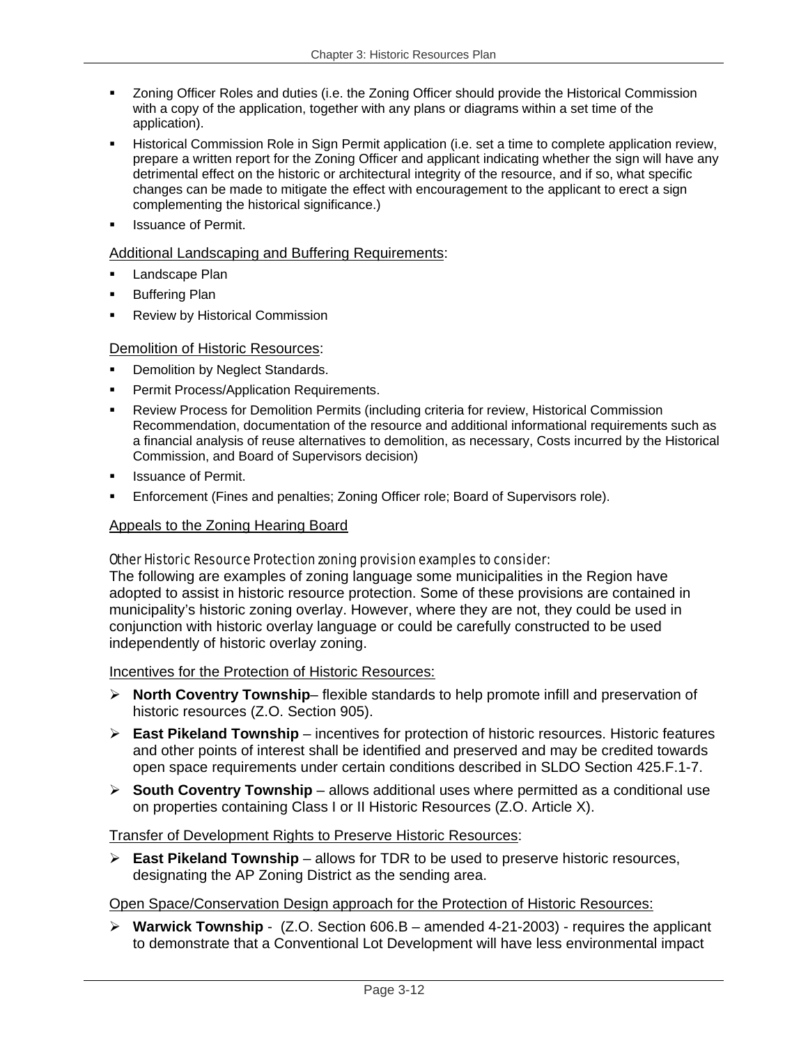- Zoning Officer Roles and duties (i.e. the Zoning Officer should provide the Historical Commission with a copy of the application, together with any plans or diagrams within a set time of the application).
- Historical Commission Role in Sign Permit application (i.e. set a time to complete application review, prepare a written report for the Zoning Officer and applicant indicating whether the sign will have any detrimental effect on the historic or architectural integrity of the resource, and if so, what specific changes can be made to mitigate the effect with encouragement to the applicant to erect a sign complementing the historical significance.)
- Issuance of Permit.

<u>Additional Landscaping and Buffering Requirements</u>:

- Landscape Plan
- Buffering Plan
- Review by Historical Commission

<u>Demolition of Historic Resources</u>:

- Demolition by Neglect Standards.
- Permit Process/Application Requirements.
- Review Process for Demolition Permits (including criteria for review, Historical Commission Recommendation, documentation of the resource and additional informational requirements such as a financial analysis of reuse alternatives to demolition, as necessary, Costs incurred by the Historical Commission, and Board of Supervisors decision)
- Issuance of Permit.
- Enforcement (Fines and penalties; Zoning Officer role; Board of Supervisors role).

<u>Appeals to the Zoning Hearing Board</u>

*Other Historic Resource Protection zoning provision examples to consider:*

The following are examples of zoning language some municipalities in the Region have adopted to assist in historic resource protection. Some of these provisions are contained in municipality's historic zoning overlay. However, where they are not, they could be used in conjunction with historic overlay language or could be carefully constructed to be used independently of historic overlay zoning.

<u>Incentives for the Protection of Historic Resources:</u>

- **North Coventry Township**– flexible standards to help promote infill and preservation of historic resources (Z.O. Section 905).
- **East Pikeland Township** – incentives for protection of historic resources. Historic features and other points of interest shall be identified and preserved and may be credited towards open space requirements under certain conditions described in SLDO Section 425.F.1-7.
- **South Coventry Township** – allows additional uses where permitted as a conditional use on properties containing Class I or II Historic Resources (Z.O. Article X).

<u>Transfer of Development Rights to Preserve Historic Resources</u>:

- **East Pikeland Township** – allows for TDR to be used to preserve historic resources, designating the AP Zoning District as the sending area.

<u>Open Space/Conservation Design approach for the Protection of Historic Resources:</u>

- **Warwick Township** - (Z.O. Section 606.B – amended 4-21-2003) - requires the applicant to demonstrate that a Conventional Lot Development will have less environmental impact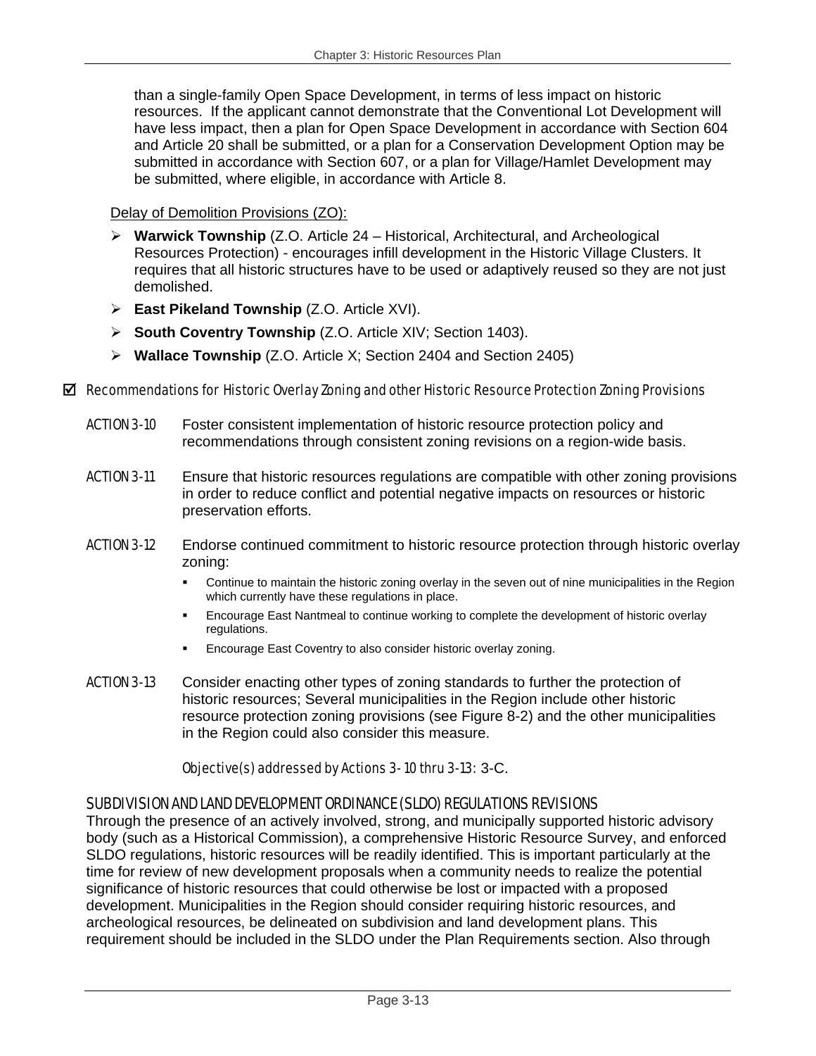than a single-family Open Space Development, in terms of less impact on historic resources. If the applicant cannot demonstrate that the Conventional Lot Development will have less impact, then a plan for Open Space Development in accordance with Section 604 and Article 20 shall be submitted, or a plan for a Conservation Development Option may be submitted in accordance with Section 607, or a plan for Village/Hamlet Development may be submitted, where eligible, in accordance with Article 8.

Delay of Demolition Provisions (ZO):

- **Warwick Township** (Z.O. Article 24 – Historical, Architectural, and Archeological Resources Protection) - encourages infill development in the Historic Village Clusters. It requires that all historic structures have to be used or adaptively reused so they are not just demolished.
- **East Pikeland Township** (Z.O. Article XVI).
- **South Coventry Township** (Z.O. Article XIV; Section 1403).
- **Wallace Township** (Z.O. Article X; Section 2404 and Section 2405)

☑ *Recommendations for Historic Overlay Zoning and other Historic Resource Protection Zoning Provisions*

ACTION 3-10 Foster consistent implementation of historic resource protection policy and recommendations through consistent zoning revisions on a region-wide basis.

ACTION 3-11 Ensure that historic resources regulations are compatible with other zoning provisions in order to reduce conflict and potential negative impacts on resources or historic preservation efforts.

ACTION 3-12 Endorse continued commitment to historic resource protection through historic overlay zoning:

- Continue to maintain the historic zoning overlay in the seven out of nine municipalities in the Region which currently have these regulations in place.
- Encourage East Nantmeal to continue working to complete the development of historic overlay regulations.
- Encourage East Coventry to also consider historic overlay zoning.

ACTION 3-13 Consider enacting other types of zoning standards to further the protection of historic resources; Several municipalities in the Region include other historic resource protection zoning provisions (see Figure 8-2) and the other municipalities in the Region could also consider this measure.

*Objective(s) addressed by Actions 3- 10 thru 3-13:* 3-C.

### SUBDIVISION AND LAND DEVELOPMENT ORDINANCE (SLDO) REGULATIONS REVISIONS

Through the presence of an actively involved, strong, and municipally supported historic advisory body (such as a Historical Commission), a comprehensive Historic Resource Survey, and enforced SLDO regulations, historic resources will be readily identified. This is important particularly at the time for review of new development proposals when a community needs to realize the potential significance of historic resources that could otherwise be lost or impacted with a proposed development. Municipalities in the Region should consider requiring historic resources, and archeological resources, be delineated on subdivision and land development plans. This requirement should be included in the SLDO under the Plan Requirements section. Also through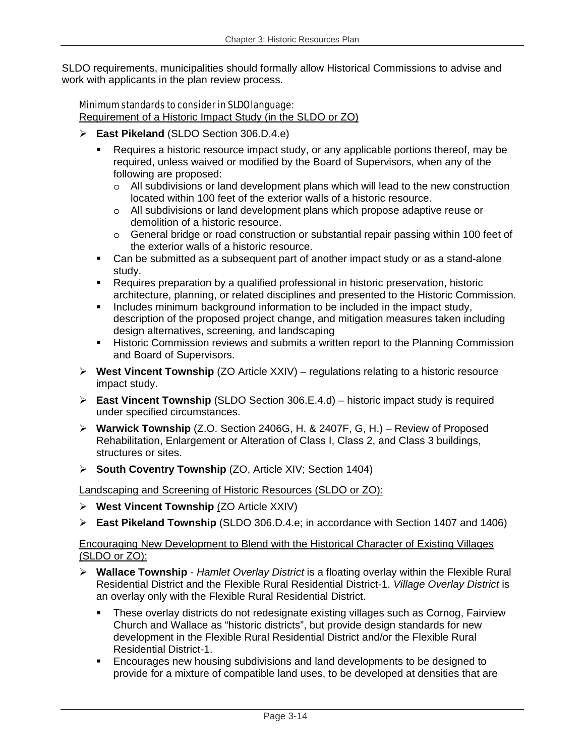SLDO requirements, municipalities should formally allow Historical Commissions to advise and work with applicants in the plan review process.

*Minimum standards to consider in SLDO language:*

Requirement of a Historic Impact Study (in the SLDO or ZO)

- **East Pikeland** (SLDO Section 306.D.4.e)
  - Requires a historic resource impact study, or any applicable portions thereof, may be required, unless waived or modified by the Board of Supervisors, when any of the following are proposed:
    - All subdivisions or land development plans which will lead to the new construction located within 100 feet of the exterior walls of a historic resource.
    - All subdivisions or land development plans which propose adaptive reuse or demolition of a historic resource.
    - General bridge or road construction or substantial repair passing within 100 feet of the exterior walls of a historic resource.
  - Can be submitted as a subsequent part of another impact study or as a stand-alone study.
  - Requires preparation by a qualified professional in historic preservation, historic architecture, planning, or related disciplines and presented to the Historic Commission.
  - Includes minimum background information to be included in the impact study, description of the proposed project change, and mitigation measures taken including design alternatives, screening, and landscaping
  - Historic Commission reviews and submits a written report to the Planning Commission and Board of Supervisors.
- **West Vincent Township** (ZO Article XXIV) – regulations relating to a historic resource impact study.
- **East Vincent Township** (SLDO Section 306.E.4.d) – historic impact study is required under specified circumstances.
- **Warwick Township** (Z.O. Section 2406G, H. & 2407F, G, H.) – Review of Proposed Rehabilitation, Enlargement or Alteration of Class I, Class 2, and Class 3 buildings, structures or sites.
- **South Coventry Township** (ZO, Article XIV; Section 1404)

Landscaping and Screening of Historic Resources (SLDO or ZO):

- **West Vincent Township** (ZO Article XXIV)
- **East Pikeland Township** (SLDO 306.D.4.e; in accordance with Section 1407 and 1406)

Encouraging New Development to Blend with the Historical Character of Existing Villages (SLDO or ZO):

- **Wallace Township** - *Hamlet Overlay District* is a floating overlay within the Flexible Rural Residential District and the Flexible Rural Residential District-1. *Village Overlay District* is an overlay only with the Flexible Rural Residential District.
  - These overlay districts do not redesignate existing villages such as Cornog, Fairview Church and Wallace as "historic districts", but provide design standards for new development in the Flexible Rural Residential District and/or the Flexible Rural Residential District-1.
  - Encourages new housing subdivisions and land developments to be designed to provide for a mixture of compatible land uses, to be developed at densities that are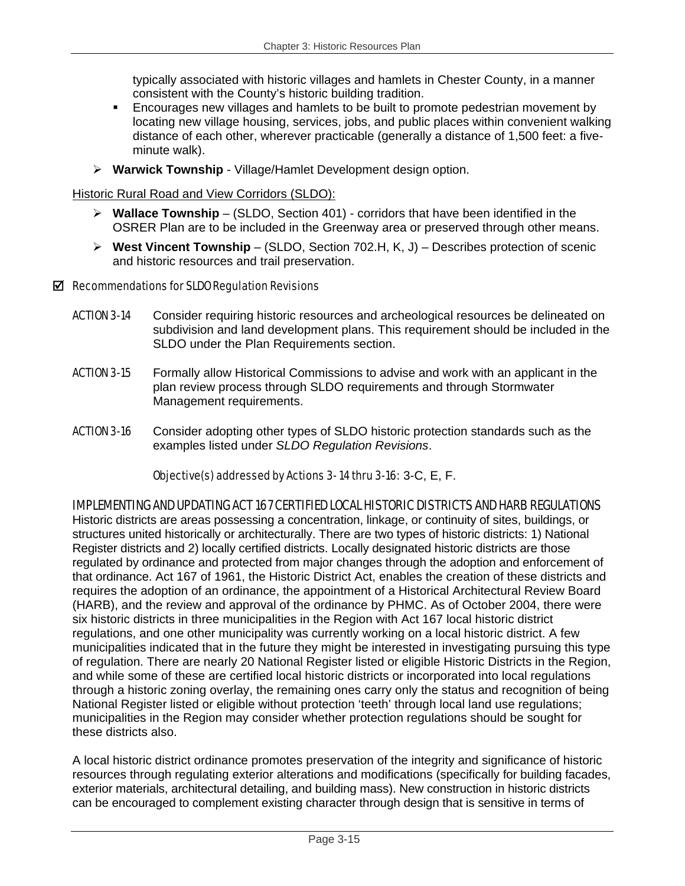typically associated with historic villages and hamlets in Chester County, in a manner consistent with the County's historic building tradition.

- Encourages new villages and hamlets to be built to promote pedestrian movement by locating new village housing, services, jobs, and public places within convenient walking distance of each other, wherever practicable (generally a distance of 1,500 feet: a five-minute walk).

- **Warwick Township** - Village/Hamlet Development design option.

Historic Rural Road and View Corridors (SLDO):

- **Wallace Township** – (SLDO, Section 401) - corridors that have been identified in the OSRER Plan are to be included in the Greenway area or preserved through other means.
- **West Vincent Township** – (SLDO, Section 702.H, K, J) – Describes protection of scenic and historic resources and trail preservation.

☑ Recommendations for SLDO Regulation Revisions

ACTION 3-14 Consider requiring historic resources and archeological resources be delineated on subdivision and land development plans. This requirement should be included in the SLDO under the Plan Requirements section.

ACTION 3-15 Formally allow Historical Commissions to advise and work with an applicant in the plan review process through SLDO requirements and through Stormwater Management requirements.

ACTION 3-16 Consider adopting other types of SLDO historic protection standards such as the examples listed under *SLDO Regulation Revisions*.

Objective(s) addressed by Actions 3-14 thru 3-16: 3-C, E, F.

## IMPLEMENTING AND UPDATING ACT 167 CERTIFIED LOCAL HISTORIC DISTRICTS AND HARB REGULATIONS

Historic districts are areas possessing a concentration, linkage, or continuity of sites, buildings, or structures united historically or architecturally. There are two types of historic districts: 1) National Register districts and 2) locally certified districts. Locally designated historic districts are those regulated by ordinance and protected from major changes through the adoption and enforcement of that ordinance. Act 167 of 1961, the Historic District Act, enables the creation of these districts and requires the adoption of an ordinance, the appointment of a Historical Architectural Review Board (HARB), and the review and approval of the ordinance by PHMC. As of October 2004, there were six historic districts in three municipalities in the Region with Act 167 local historic district regulations, and one other municipality was currently working on a local historic district. A few municipalities indicated that in the future they might be interested in investigating pursuing this type of regulation. There are nearly 20 National Register listed or eligible Historic Districts in the Region, and while some of these are certified local historic districts or incorporated into local regulations through a historic zoning overlay, the remaining ones carry only the status and recognition of being National Register listed or eligible without protection 'teeth' through local land use regulations; municipalities in the Region may consider whether protection regulations should be sought for these districts also.

A local historic district ordinance promotes preservation of the integrity and significance of historic resources through regulating exterior alterations and modifications (specifically for building facades, exterior materials, architectural detailing, and building mass). New construction in historic districts can be encouraged to complement existing character through design that is sensitive in terms of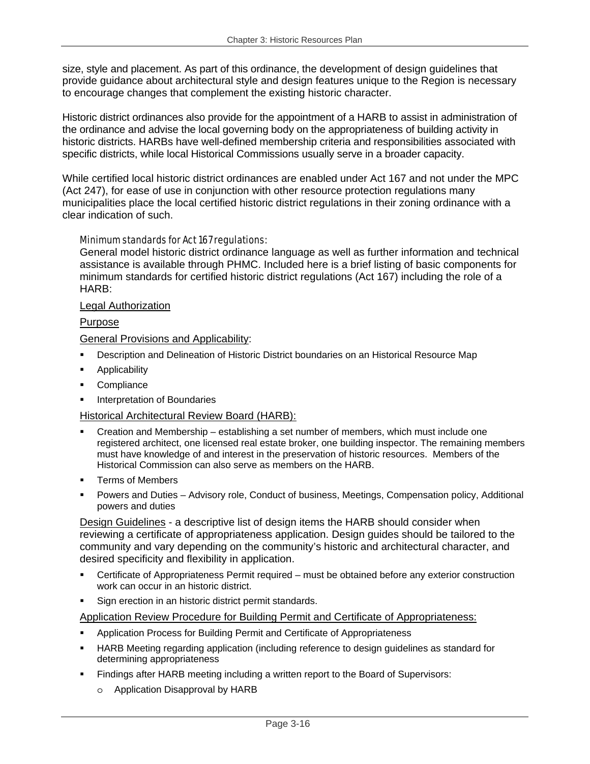size, style and placement. As part of this ordinance, the development of design guidelines that provide guidance about architectural style and design features unique to the Region is necessary to encourage changes that complement the existing historic character.

Historic district ordinances also provide for the appointment of a HARB to assist in administration of the ordinance and advise the local governing body on the appropriateness of building activity in historic districts. HARBs have well-defined membership criteria and responsibilities associated with specific districts, while local Historical Commissions usually serve in a broader capacity.

While certified local historic district ordinances are enabled under Act 167 and not under the MPC (Act 247), for ease of use in conjunction with other resource protection regulations many municipalities place the local certified historic district regulations in their zoning ordinance with a clear indication of such.

*Minimum standards for Act 167 regulations:*

General model historic district ordinance language as well as further information and technical assistance is available through PHMC. Included here is a brief listing of basic components for minimum standards for certified historic district regulations (Act 167) including the role of a HARB:

Legal Authorization

Purpose

General Provisions and Applicability:

- Description and Delineation of Historic District boundaries on an Historical Resource Map
- Applicability
- Compliance
- Interpretation of Boundaries

Historical Architectural Review Board (HARB):

- Creation and Membership – establishing a set number of members, which must include one registered architect, one licensed real estate broker, one building inspector. The remaining members must have knowledge of and interest in the preservation of historic resources. Members of the Historical Commission can also serve as members on the HARB.
- Terms of Members
- Powers and Duties – Advisory role, Conduct of business, Meetings, Compensation policy, Additional powers and duties

Design Guidelines - a descriptive list of design items the HARB should consider when reviewing a certificate of appropriateness application. Design guides should be tailored to the community and vary depending on the community's historic and architectural character, and desired specificity and flexibility in application.

- Certificate of Appropriateness Permit required – must be obtained before any exterior construction work can occur in an historic district.
- Sign erection in an historic district permit standards.

Application Review Procedure for Building Permit and Certificate of Appropriateness:

- Application Process for Building Permit and Certificate of Appropriateness
- HARB Meeting regarding application (including reference to design guidelines as standard for determining appropriateness
- Findings after HARB meeting including a written report to the Board of Supervisors:
  - Application Disapproval by HARB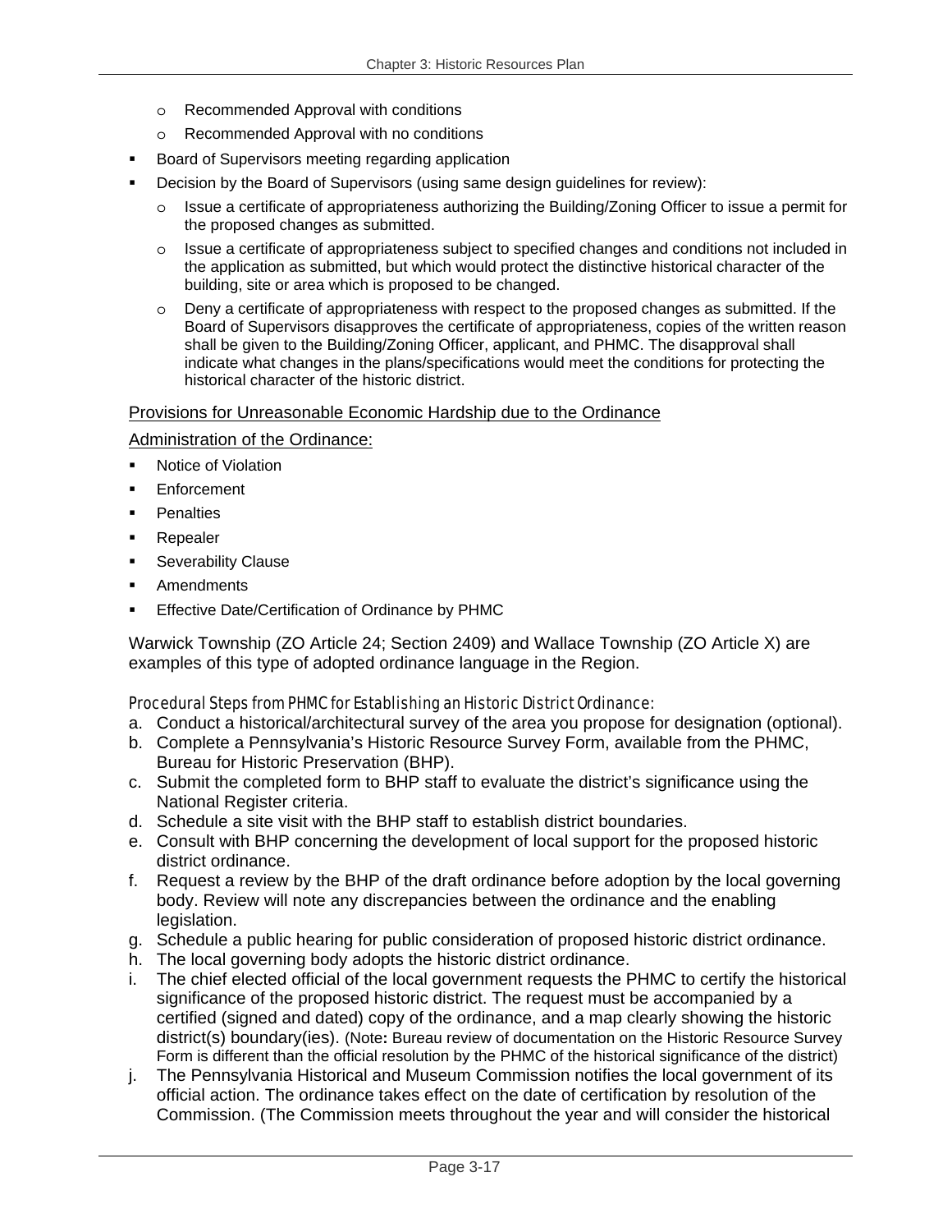- Recommended Approval with conditions
- Recommended Approval with no conditions

- Board of Supervisors meeting regarding application
- Decision by the Board of Supervisors (using same design guidelines for review):
  - Issue a certificate of appropriateness authorizing the Building/Zoning Officer to issue a permit for the proposed changes as submitted.
  - Issue a certificate of appropriateness subject to specified changes and conditions not included in the application as submitted, but which would protect the distinctive historical character of the building, site or area which is proposed to be changed.
  - Deny a certificate of appropriateness with respect to the proposed changes as submitted. If the Board of Supervisors disapproves the certificate of appropriateness, copies of the written reason shall be given to the Building/Zoning Officer, applicant, and PHMC. The disapproval shall indicate what changes in the plans/specifications would meet the conditions for protecting the historical character of the historic district.

<u>Provisions for Unreasonable Economic Hardship due to the Ordinance</u>

<u>Administration of the Ordinance:</u>

- Notice of Violation
- Enforcement
- Penalties
- Repealer
- Severability Clause
- Amendments
- Effective Date/Certification of Ordinance by PHMC

Warwick Township (ZO Article 24; Section 2409) and Wallace Township (ZO Article X) are examples of this type of adopted ordinance language in the Region.

*Procedural Steps from PHMC for Establishing an Historic District Ordinance:*

a. Conduct a historical/architectural survey of the area you propose for designation (optional).
b. Complete a Pennsylvania's Historic Resource Survey Form, available from the PHMC, Bureau for Historic Preservation (BHP).
c. Submit the completed form to BHP staff to evaluate the district's significance using the National Register criteria.
d. Schedule a site visit with the BHP staff to establish district boundaries.
e. Consult with BHP concerning the development of local support for the proposed historic district ordinance.
f. Request a review by the BHP of the draft ordinance before adoption by the local governing body. Review will note any discrepancies between the ordinance and the enabling legislation.
g. Schedule a public hearing for public consideration of proposed historic district ordinance.
h. The local governing body adopts the historic district ordinance.
i. The chief elected official of the local government requests the PHMC to certify the historical significance of the proposed historic district. The request must be accompanied by a certified (signed and dated) copy of the ordinance, and a map clearly showing the historic district(s) boundary(ies). (Note**:** Bureau review of documentation on the Historic Resource Survey Form is different than the official resolution by the PHMC of the historical significance of the district)
j. The Pennsylvania Historical and Museum Commission notifies the local government of its official action. The ordinance takes effect on the date of certification by resolution of the Commission. (The Commission meets throughout the year and will consider the historical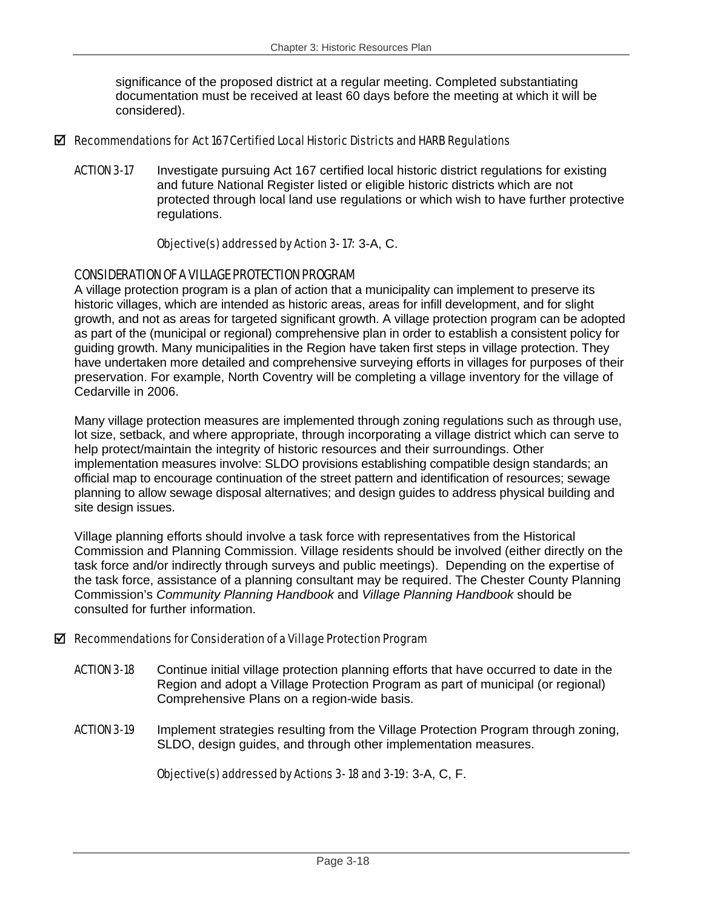significance of the proposed district at a regular meeting. Completed substantiating documentation must be received at least 60 days before the meeting at which it will be considered).

☑ *Recommendations for Act 167 Certified Local Historic Districts and HARB Regulations*

ACTION 3-17 Investigate pursuing Act 167 certified local historic district regulations for existing and future National Register listed or eligible historic districts which are not protected through local land use regulations or which wish to have further protective regulations.

*Objective(s) addressed by Action 3-17:* 3-A, C.

### CONSIDERATION OF A VILLAGE PROTECTION PROGRAM

A village protection program is a plan of action that a municipality can implement to preserve its historic villages, which are intended as historic areas, areas for infill development, and for slight growth, and not as areas for targeted significant growth. A village protection program can be adopted as part of the (municipal or regional) comprehensive plan in order to establish a consistent policy for guiding growth. Many municipalities in the Region have taken first steps in village protection. They have undertaken more detailed and comprehensive surveying efforts in villages for purposes of their preservation. For example, North Coventry will be completing a village inventory for the village of Cedarville in 2006.

Many village protection measures are implemented through zoning regulations such as through use, lot size, setback, and where appropriate, through incorporating a village district which can serve to help protect/maintain the integrity of historic resources and their surroundings. Other implementation measures involve: SLDO provisions establishing compatible design standards; an official map to encourage continuation of the street pattern and identification of resources; sewage planning to allow sewage disposal alternatives; and design guides to address physical building and site design issues.

Village planning efforts should involve a task force with representatives from the Historical Commission and Planning Commission. Village residents should be involved (either directly on the task force and/or indirectly through surveys and public meetings). Depending on the expertise of the task force, assistance of a planning consultant may be required. The Chester County Planning Commission's *Community Planning Handbook* and *Village Planning Handbook* should be consulted for further information.

☑ *Recommendations for Consideration of a Village Protection Program*

ACTION 3-18 Continue initial village protection planning efforts that have occurred to date in the Region and adopt a Village Protection Program as part of municipal (or regional) Comprehensive Plans on a region-wide basis.

ACTION 3-19 Implement strategies resulting from the Village Protection Program through zoning, SLDO, design guides, and through other implementation measures.

*Objective(s) addressed by Actions 3-18 and 3-19:* 3-A, C, F.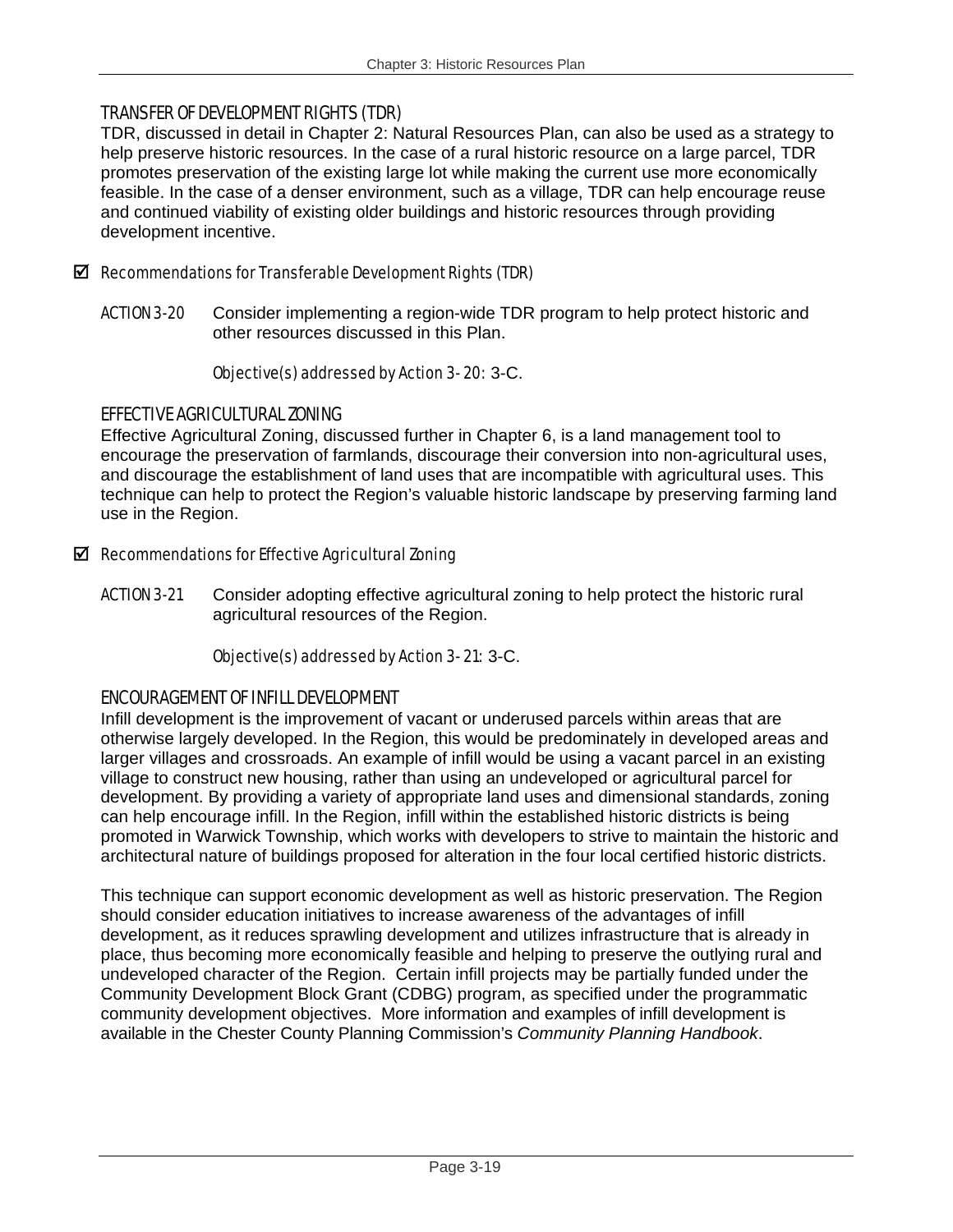### TRANSFER OF DEVELOPMENT RIGHTS (TDR)

TDR, discussed in detail in Chapter 2: Natural Resources Plan, can also be used as a strategy to help preserve historic resources. In the case of a rural historic resource on a large parcel, TDR promotes preservation of the existing large lot while making the current use more economically feasible. In the case of a denser environment, such as a village, TDR can help encourage reuse and continued viability of existing older buildings and historic resources through providing development incentive.

☑ *Recommendations for Transferable Development Rights (TDR)*

ACTION 3-20 Consider implementing a region-wide TDR program to help protect historic and other resources discussed in this Plan.

*Objective(s) addressed by Action 3-20:* 3-C.

### EFFECTIVE AGRICULTURAL ZONING

Effective Agricultural Zoning, discussed further in Chapter 6, is a land management tool to encourage the preservation of farmlands, discourage their conversion into non-agricultural uses, and discourage the establishment of land uses that are incompatible with agricultural uses. This technique can help to protect the Region's valuable historic landscape by preserving farming land use in the Region.

☑ *Recommendations for Effective Agricultural Zoning*

ACTION 3-21 Consider adopting effective agricultural zoning to help protect the historic rural agricultural resources of the Region.

*Objective(s) addressed by Action 3-21:* 3-C.

### ENCOURAGEMENT OF INFILL DEVELOPMENT

Infill development is the improvement of vacant or underused parcels within areas that are otherwise largely developed. In the Region, this would be predominately in developed areas and larger villages and crossroads. An example of infill would be using a vacant parcel in an existing village to construct new housing, rather than using an undeveloped or agricultural parcel for development. By providing a variety of appropriate land uses and dimensional standards, zoning can help encourage infill. In the Region, infill within the established historic districts is being promoted in Warwick Township, which works with developers to strive to maintain the historic and architectural nature of buildings proposed for alteration in the four local certified historic districts.

This technique can support economic development as well as historic preservation. The Region should consider education initiatives to increase awareness of the advantages of infill development, as it reduces sprawling development and utilizes infrastructure that is already in place, thus becoming more economically feasible and helping to preserve the outlying rural and undeveloped character of the Region. Certain infill projects may be partially funded under the Community Development Block Grant (CDBG) program, as specified under the programmatic community development objectives. More information and examples of infill development is available in the Chester County Planning Commission's *Community Planning Handbook*.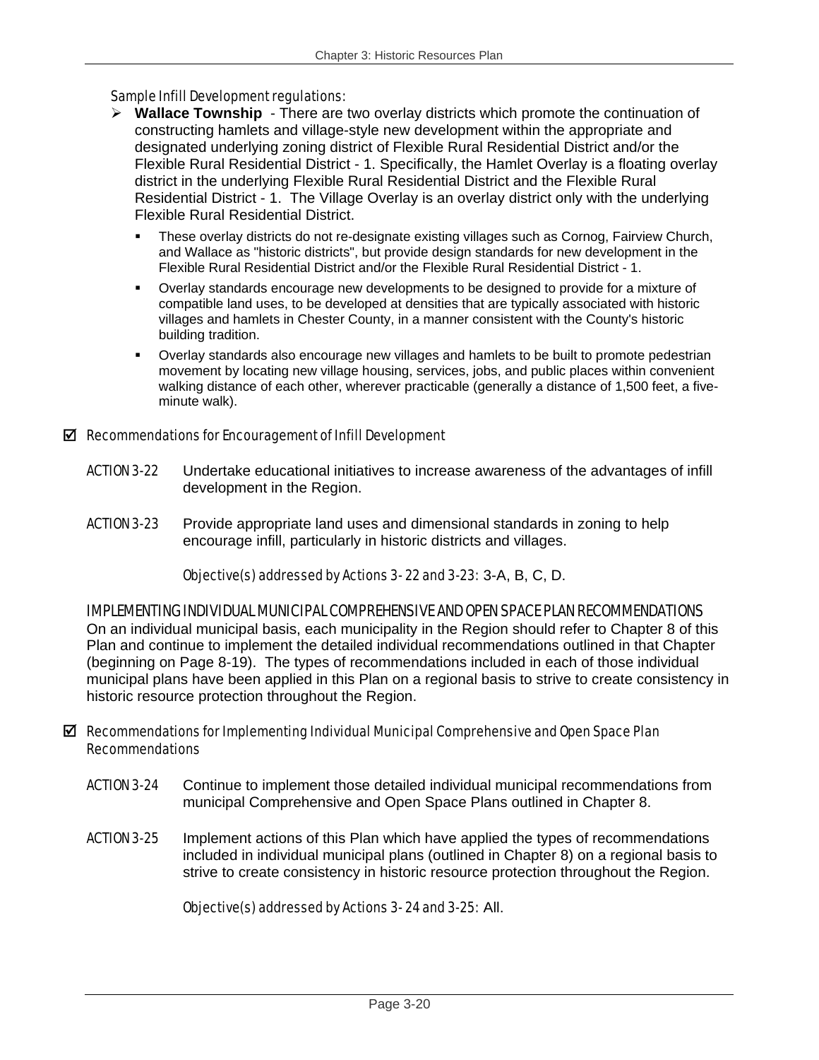*Sample Infill Development regulations:*

- **Wallace Township** - There are two overlay districts which promote the continuation of constructing hamlets and village-style new development within the appropriate and designated underlying zoning district of Flexible Rural Residential District and/or the Flexible Rural Residential District - 1. Specifically, the Hamlet Overlay is a floating overlay district in the underlying Flexible Rural Residential District and the Flexible Rural Residential District - 1. The Village Overlay is an overlay district only with the underlying Flexible Rural Residential District.
  - These overlay districts do not re-designate existing villages such as Cornog, Fairview Church, and Wallace as "historic districts", but provide design standards for new development in the Flexible Rural Residential District and/or the Flexible Rural Residential District - 1.
  - Overlay standards encourage new developments to be designed to provide for a mixture of compatible land uses, to be developed at densities that are typically associated with historic villages and hamlets in Chester County, in a manner consistent with the County's historic building tradition.
  - Overlay standards also encourage new villages and hamlets to be built to promote pedestrian movement by locating new village housing, services, jobs, and public places within convenient walking distance of each other, wherever practicable (generally a distance of 1,500 feet, a five-minute walk).

☑ *Recommendations for Encouragement of Infill Development*

ACTION 3-22 Undertake educational initiatives to increase awareness of the advantages of infill development in the Region.

ACTION 3-23 Provide appropriate land uses and dimensional standards in zoning to help encourage infill, particularly in historic districts and villages.

*Objective(s) addressed by Actions 3- 22 and 3-23:* 3-A, B, C, D.

## IMPLEMENTING INDIVIDUAL MUNICIPAL COMPREHENSIVE AND OPEN SPACE PLAN RECOMMENDATIONS

On an individual municipal basis, each municipality in the Region should refer to Chapter 8 of this Plan and continue to implement the detailed individual recommendations outlined in that Chapter (beginning on Page 8-19). The types of recommendations included in each of those individual municipal plans have been applied in this Plan on a regional basis to strive to create consistency in historic resource protection throughout the Region.

☑ *Recommendations for Implementing Individual Municipal Comprehensive and Open Space Plan Recommendations*

ACTION 3-24 Continue to implement those detailed individual municipal recommendations from municipal Comprehensive and Open Space Plans outlined in Chapter 8.

ACTION 3-25 Implement actions of this Plan which have applied the types of recommendations included in individual municipal plans (outlined in Chapter 8) on a regional basis to strive to create consistency in historic resource protection throughout the Region.

*Objective(s) addressed by Actions 3- 24 and 3-25:* All.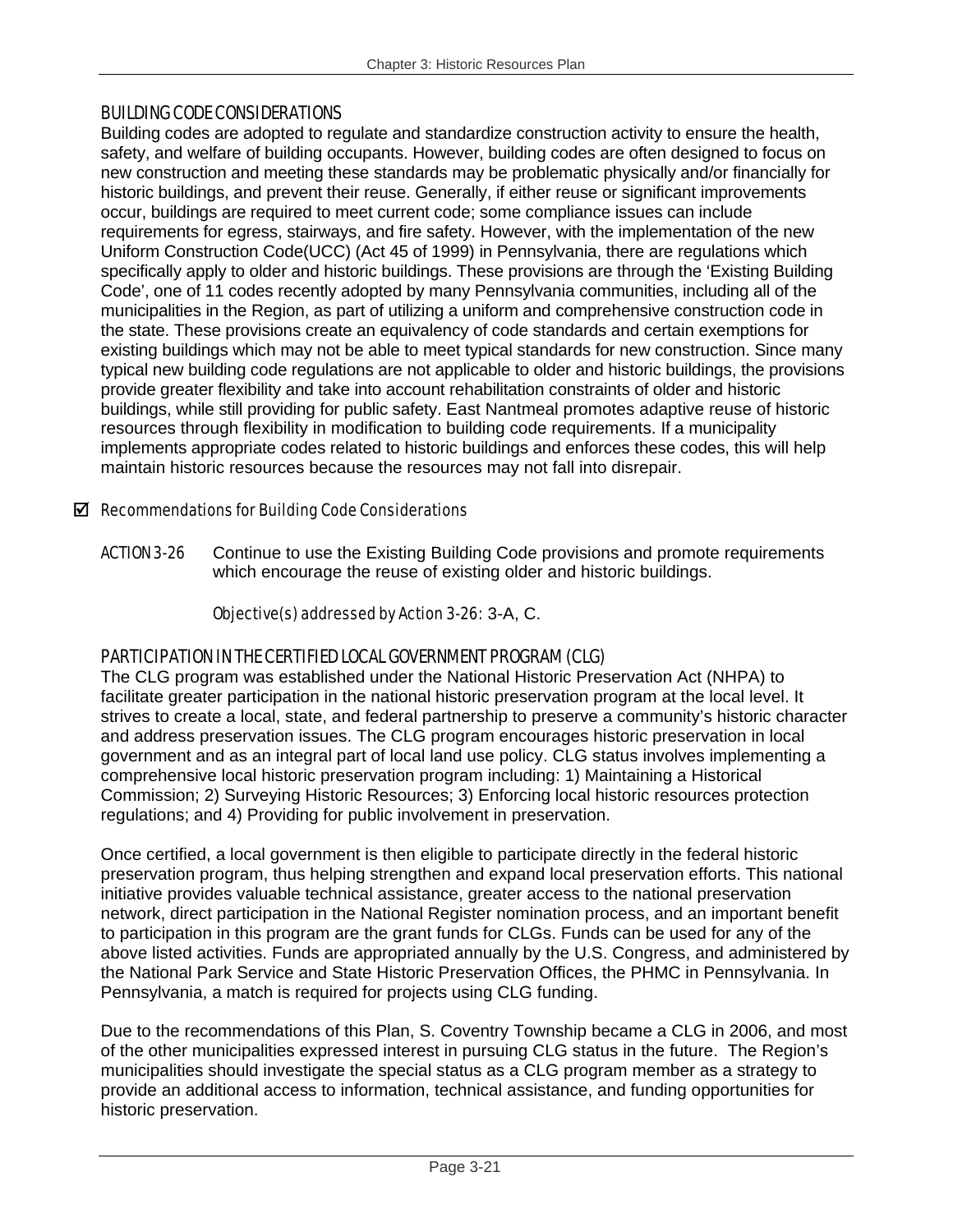### BUILDING CODE CONSIDERATIONS

Building codes are adopted to regulate and standardize construction activity to ensure the health, safety, and welfare of building occupants. However, building codes are often designed to focus on new construction and meeting these standards may be problematic physically and/or financially for historic buildings, and prevent their reuse. Generally, if either reuse or significant improvements occur, buildings are required to meet current code; some compliance issues can include requirements for egress, stairways, and fire safety. However, with the implementation of the new Uniform Construction Code(UCC) (Act 45 of 1999) in Pennsylvania, there are regulations which specifically apply to older and historic buildings. These provisions are through the 'Existing Building Code', one of 11 codes recently adopted by many Pennsylvania communities, including all of the municipalities in the Region, as part of utilizing a uniform and comprehensive construction code in the state. These provisions create an equivalency of code standards and certain exemptions for existing buildings which may not be able to meet typical standards for new construction. Since many typical new building code regulations are not applicable to older and historic buildings, the provisions provide greater flexibility and take into account rehabilitation constraints of older and historic buildings, while still providing for public safety. East Nantmeal promotes adaptive reuse of historic resources through flexibility in modification to building code requirements. If a municipality implements appropriate codes related to historic buildings and enforces these codes, this will help maintain historic resources because the resources may not fall into disrepair.

☑ *Recommendations for Building Code Considerations*

ACTION 3-26 Continue to use the Existing Building Code provisions and promote requirements which encourage the reuse of existing older and historic buildings.

*Objective(s) addressed by Action 3-26:* 3-A, C.

### PARTICIPATION IN THE CERTIFIED LOCAL GOVERNMENT PROGRAM (CLG)

The CLG program was established under the National Historic Preservation Act (NHPA) to facilitate greater participation in the national historic preservation program at the local level. It strives to create a local, state, and federal partnership to preserve a community's historic character and address preservation issues. The CLG program encourages historic preservation in local government and as an integral part of local land use policy. CLG status involves implementing a comprehensive local historic preservation program including: 1) Maintaining a Historical Commission; 2) Surveying Historic Resources; 3) Enforcing local historic resources protection regulations; and 4) Providing for public involvement in preservation.

Once certified, a local government is then eligible to participate directly in the federal historic preservation program, thus helping strengthen and expand local preservation efforts. This national initiative provides valuable technical assistance, greater access to the national preservation network, direct participation in the National Register nomination process, and an important benefit to participation in this program are the grant funds for CLGs. Funds can be used for any of the above listed activities. Funds are appropriated annually by the U.S. Congress, and administered by the National Park Service and State Historic Preservation Offices, the PHMC in Pennsylvania. In Pennsylvania, a match is required for projects using CLG funding.

Due to the recommendations of this Plan, S. Coventry Township became a CLG in 2006, and most of the other municipalities expressed interest in pursuing CLG status in the future. The Region's municipalities should investigate the special status as a CLG program member as a strategy to provide an additional access to information, technical assistance, and funding opportunities for historic preservation.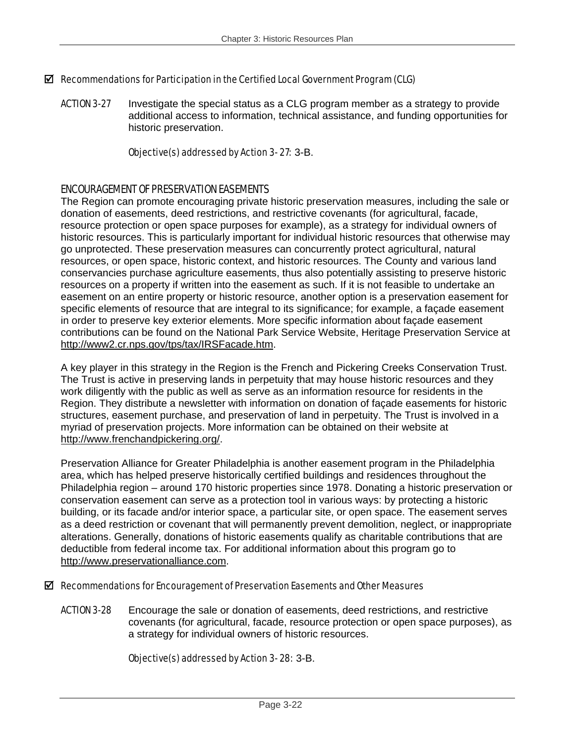☑ *Recommendations for Participation in the Certified Local Government Program (CLG)*

*ACTION 3-27* Investigate the special status as a CLG program member as a strategy to provide additional access to information, technical assistance, and funding opportunities for historic preservation.

*Objective(s) addressed by Action 3-27:* 3-B.

### ENCOURAGEMENT OF PRESERVATION EASEMENTS

The Region can promote encouraging private historic preservation measures, including the sale or donation of easements, deed restrictions, and restrictive covenants (for agricultural, facade, resource protection or open space purposes for example), as a strategy for individual owners of historic resources. This is particularly important for individual historic resources that otherwise may go unprotected. These preservation measures can concurrently protect agricultural, natural resources, or open space, historic context, and historic resources. The County and various land conservancies purchase agriculture easements, thus also potentially assisting to preserve historic resources on a property if written into the easement as such. If it is not feasible to undertake an easement on an entire property or historic resource, another option is a preservation easement for specific elements of resource that are integral to its significance; for example, a façade easement in order to preserve key exterior elements. More specific information about façade easement contributions can be found on the National Park Service Website, Heritage Preservation Service at http://www2.cr.nps.gov/tps/tax/IRSFacade.htm.

A key player in this strategy in the Region is the French and Pickering Creeks Conservation Trust. The Trust is active in preserving lands in perpetuity that may house historic resources and they work diligently with the public as well as serve as an information resource for residents in the Region. They distribute a newsletter with information on donation of façade easements for historic structures, easement purchase, and preservation of land in perpetuity. The Trust is involved in a myriad of preservation projects. More information can be obtained on their website at http://www.frenchandpickering.org/.

Preservation Alliance for Greater Philadelphia is another easement program in the Philadelphia area, which has helped preserve historically certified buildings and residences throughout the Philadelphia region – around 170 historic properties since 1978. Donating a historic preservation or conservation easement can serve as a protection tool in various ways: by protecting a historic building, or its facade and/or interior space, a particular site, or open space. The easement serves as a deed restriction or covenant that will permanently prevent demolition, neglect, or inappropriate alterations. Generally, donations of historic easements qualify as charitable contributions that are deductible from federal income tax. For additional information about this program go to http://www.preservationalliance.com.

☑ *Recommendations for Encouragement of Preservation Easements and Other Measures*

*ACTION 3-28* Encourage the sale or donation of easements, deed restrictions, and restrictive covenants (for agricultural, facade, resource protection or open space purposes), as a strategy for individual owners of historic resources.

*Objective(s) addressed by Action 3-28:* 3-B.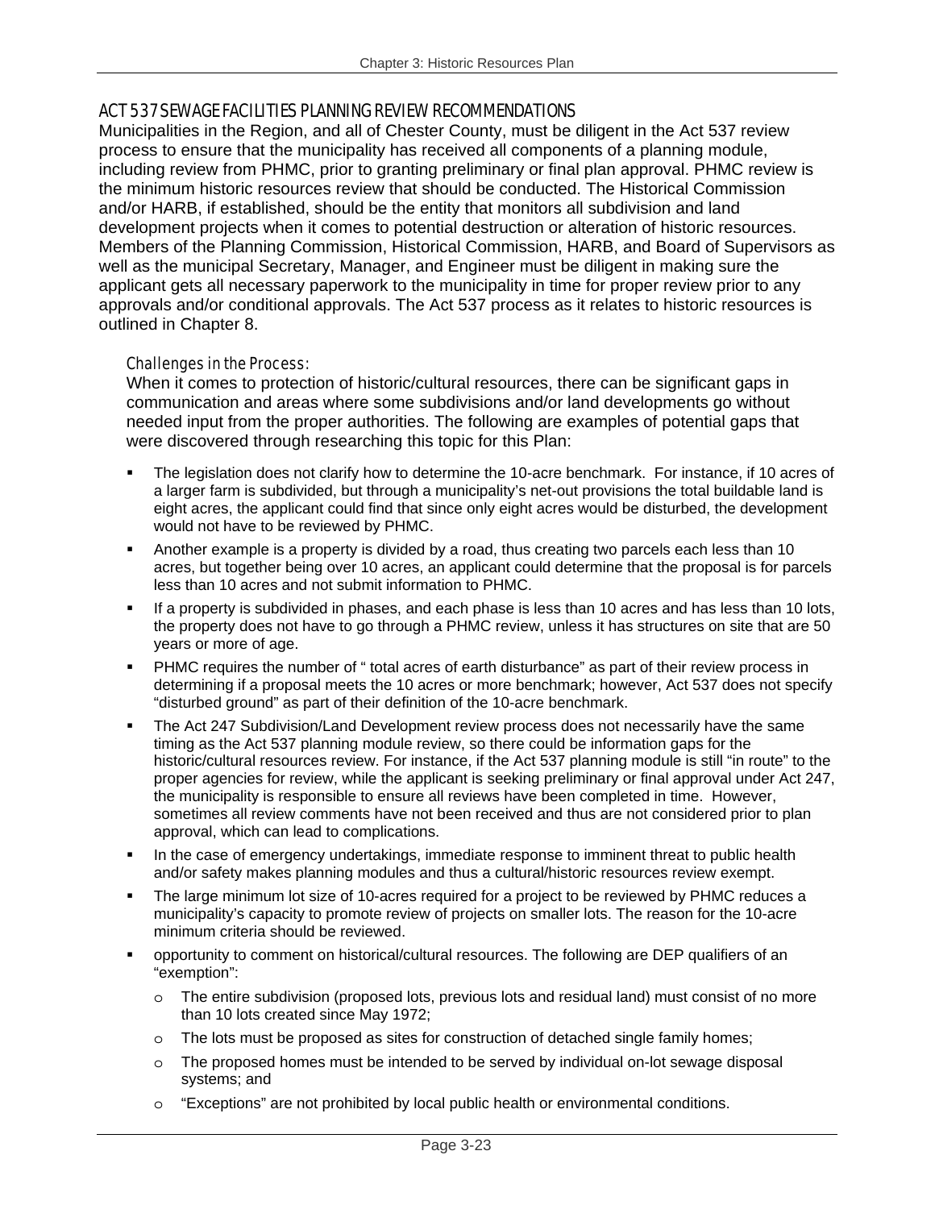## ACT 537 SEWAGE FACILITIES PLANNING REVIEW RECOMMENDATIONS

Municipalities in the Region, and all of Chester County, must be diligent in the Act 537 review process to ensure that the municipality has received all components of a planning module, including review from PHMC, prior to granting preliminary or final plan approval. PHMC review is the minimum historic resources review that should be conducted. The Historical Commission and/or HARB, if established, should be the entity that monitors all subdivision and land development projects when it comes to potential destruction or alteration of historic resources. Members of the Planning Commission, Historical Commission, HARB, and Board of Supervisors as well as the municipal Secretary, Manager, and Engineer must be diligent in making sure the applicant gets all necessary paperwork to the municipality in time for proper review prior to any approvals and/or conditional approvals. The Act 537 process as it relates to historic resources is outlined in Chapter 8.

### Challenges in the Process:

When it comes to protection of historic/cultural resources, there can be significant gaps in communication and areas where some subdivisions and/or land developments go without needed input from the proper authorities. The following are examples of potential gaps that were discovered through researching this topic for this Plan:

- The legislation does not clarify how to determine the 10-acre benchmark. For instance, if 10 acres of a larger farm is subdivided, but through a municipality's net-out provisions the total buildable land is eight acres, the applicant could find that since only eight acres would be disturbed, the development would not have to be reviewed by PHMC.
- Another example is a property is divided by a road, thus creating two parcels each less than 10 acres, but together being over 10 acres, an applicant could determine that the proposal is for parcels less than 10 acres and not submit information to PHMC.
- If a property is subdivided in phases, and each phase is less than 10 acres and has less than 10 lots, the property does not have to go through a PHMC review, unless it has structures on site that are 50 years or more of age.
- PHMC requires the number of " total acres of earth disturbance" as part of their review process in determining if a proposal meets the 10 acres or more benchmark; however, Act 537 does not specify "disturbed ground" as part of their definition of the 10-acre benchmark.
- The Act 247 Subdivision/Land Development review process does not necessarily have the same timing as the Act 537 planning module review, so there could be information gaps for the historic/cultural resources review. For instance, if the Act 537 planning module is still "in route" to the proper agencies for review, while the applicant is seeking preliminary or final approval under Act 247, the municipality is responsible to ensure all reviews have been completed in time. However, sometimes all review comments have not been received and thus are not considered prior to plan approval, which can lead to complications.
- In the case of emergency undertakings, immediate response to imminent threat to public health and/or safety makes planning modules and thus a cultural/historic resources review exempt.
- The large minimum lot size of 10-acres required for a project to be reviewed by PHMC reduces a municipality's capacity to promote review of projects on smaller lots. The reason for the 10-acre minimum criteria should be reviewed.
- opportunity to comment on historical/cultural resources. The following are DEP qualifiers of an "exemption":
  - The entire subdivision (proposed lots, previous lots and residual land) must consist of no more than 10 lots created since May 1972;
  - The lots must be proposed as sites for construction of detached single family homes;
  - The proposed homes must be intended to be served by individual on-lot sewage disposal systems; and
  - "Exceptions" are not prohibited by local public health or environmental conditions.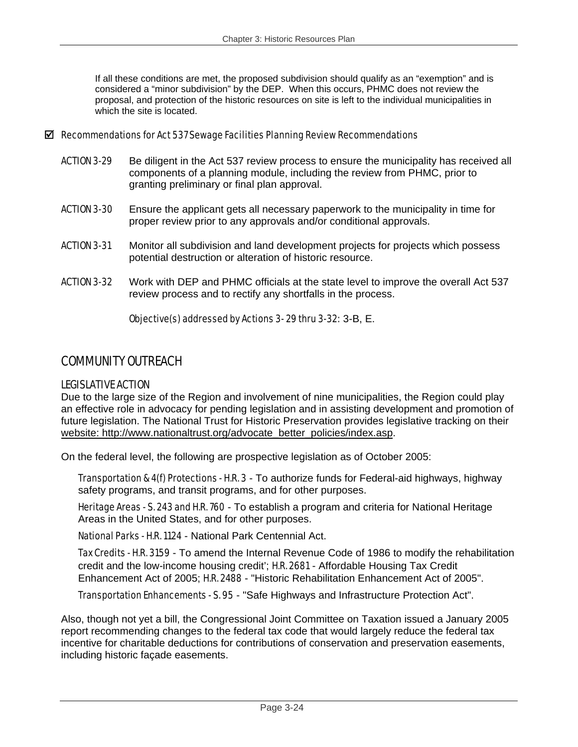If all these conditions are met, the proposed subdivision should qualify as an “exemption” and is considered a “minor subdivision” by the DEP. When this occurs, PHMC does not review the proposal, and protection of the historic resources on site is left to the individual municipalities in which the site is located.

☑ *Recommendations for Act 537 Sewage Facilities Planning Review Recommendations*

ACTION 3-29 Be diligent in the Act 537 review process to ensure the municipality has received all components of a planning module, including the review from PHMC, prior to granting preliminary or final plan approval.

ACTION 3-30 Ensure the applicant gets all necessary paperwork to the municipality in time for proper review prior to any approvals and/or conditional approvals.

ACTION 3-31 Monitor all subdivision and land development projects for projects which possess potential destruction or alteration of historic resource.

ACTION 3-32 Work with DEP and PHMC officials at the state level to improve the overall Act 537 review process and to rectify any shortfalls in the process.

*Objective(s) addressed by Actions 3- 29 thru 3-32:* 3-B, E.

## COMMUNITY OUTREACH

### LEGISLATIVE ACTION

Due to the large size of the Region and involvement of nine municipalities, the Region could play an effective role in advocacy for pending legislation and in assisting development and promotion of future legislation. The National Trust for Historic Preservation provides legislative tracking on their website: http://www.nationaltrust.org/advocate_better_policies/index.asp.

On the federal level, the following are prospective legislation as of October 2005:

*Transportation & 4(f) Protections - H.R. 3* - To authorize funds for Federal-aid highways, highway safety programs, and transit programs, and for other purposes.

*Heritage Areas - S. 243 and H.R. 760* - To establish a program and criteria for National Heritage Areas in the United States, and for other purposes.

*National Parks - H.R. 1124* - National Park Centennial Act.

*Tax Credits - H.R. 3159* - To amend the Internal Revenue Code of 1986 to modify the rehabilitation credit and the low-income housing credit'; *H.R. 2681* - Affordable Housing Tax Credit Enhancement Act of 2005; *H.R. 2488* - "Historic Rehabilitation Enhancement Act of 2005".

*Transportation Enhancements - S. 95* - "Safe Highways and Infrastructure Protection Act".

Also, though not yet a bill, the Congressional Joint Committee on Taxation issued a January 2005 report recommending changes to the federal tax code that would largely reduce the federal tax incentive for charitable deductions for contributions of conservation and preservation easements, including historic façade easements.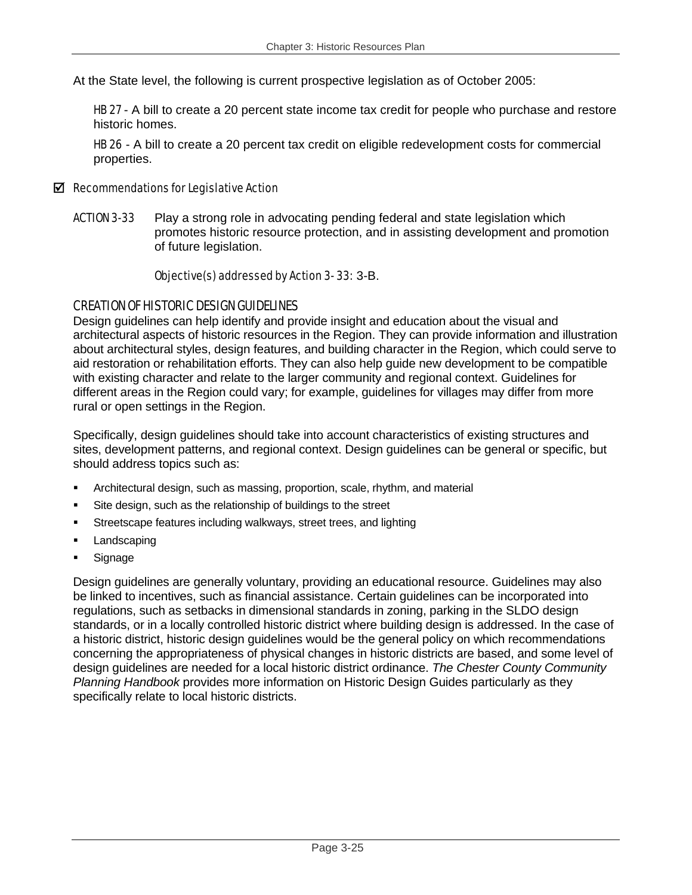At the State level, the following is current prospective legislation as of October 2005:

HB 27 - A bill to create a 20 percent state income tax credit for people who purchase and restore historic homes.

HB 26 - A bill to create a 20 percent tax credit on eligible redevelopment costs for commercial properties.

### ☑ Recommendations for Legislative Action

**ACTION 3-33** Play a strong role in advocating pending federal and state legislation which promotes historic resource protection, and in assisting development and promotion of future legislation.

*Objective(s) addressed by Action 3-33:* 3-B.

### CREATION OF HISTORIC DESIGN GUIDELINES

Design guidelines can help identify and provide insight and education about the visual and architectural aspects of historic resources in the Region. They can provide information and illustration about architectural styles, design features, and building character in the Region, which could serve to aid restoration or rehabilitation efforts. They can also help guide new development to be compatible with existing character and relate to the larger community and regional context. Guidelines for different areas in the Region could vary; for example, guidelines for villages may differ from more rural or open settings in the Region.

Specifically, design guidelines should take into account characteristics of existing structures and sites, development patterns, and regional context. Design guidelines can be general or specific, but should address topics such as:

- Architectural design, such as massing, proportion, scale, rhythm, and material
- Site design, such as the relationship of buildings to the street
- Streetscape features including walkways, street trees, and lighting
- Landscaping
- Signage

Design guidelines are generally voluntary, providing an educational resource. Guidelines may also be linked to incentives, such as financial assistance. Certain guidelines can be incorporated into regulations, such as setbacks in dimensional standards in zoning, parking in the SLDO design standards, or in a locally controlled historic district where building design is addressed. In the case of a historic district, historic design guidelines would be the general policy on which recommendations concerning the appropriateness of physical changes in historic districts are based, and some level of design guidelines are needed for a local historic district ordinance. *The Chester County Community Planning Handbook* provides more information on Historic Design Guides particularly as they specifically relate to local historic districts.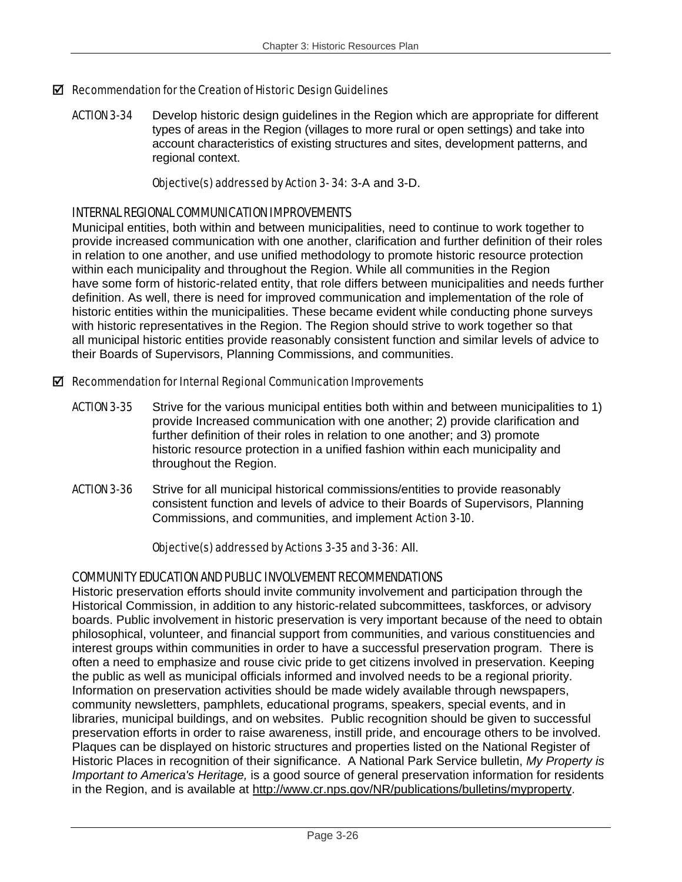☑ *Recommendation for the Creation of Historic Design Guidelines*

ACTION 3-34 Develop historic design guidelines in the Region which are appropriate for different types of areas in the Region (villages to more rural or open settings) and take into account characteristics of existing structures and sites, development patterns, and regional context.

*Objective(s) addressed by Action 3- 34*: 3-A and 3-D.

### INTERNAL REGIONAL COMMUNICATION IMPROVEMENTS

Municipal entities, both within and between municipalities, need to continue to work together to provide increased communication with one another, clarification and further definition of their roles in relation to one another, and use unified methodology to promote historic resource protection within each municipality and throughout the Region. While all communities in the Region have some form of historic-related entity, that role differs between municipalities and needs further definition. As well, there is need for improved communication and implementation of the role of historic entities within the municipalities. These became evident while conducting phone surveys with historic representatives in the Region. The Region should strive to work together so that all municipal historic entities provide reasonably consistent function and similar levels of advice to their Boards of Supervisors, Planning Commissions, and communities.

☑ *Recommendation for Internal Regional Communication Improvements*

ACTION 3-35 Strive for the various municipal entities both within and between municipalities to 1) provide Increased communication with one another; 2) provide clarification and further definition of their roles in relation to one another; and 3) promote historic resource protection in a unified fashion within each municipality and throughout the Region.

ACTION 3-36 Strive for all municipal historical commissions/entities to provide reasonably consistent function and levels of advice to their Boards of Supervisors, Planning Commissions, and communities, and implement *Action 3-10*.

*Objective(s) addressed by Actions 3-35 and 3-36*: All.

### COMMUNITY EDUCATION AND PUBLIC INVOLVEMENT RECOMMENDATIONS

Historic preservation efforts should invite community involvement and participation through the Historical Commission, in addition to any historic-related subcommittees, taskforces, or advisory boards. Public involvement in historic preservation is very important because of the need to obtain philosophical, volunteer, and financial support from communities, and various constituencies and interest groups within communities in order to have a successful preservation program. There is often a need to emphasize and rouse civic pride to get citizens involved in preservation. Keeping the public as well as municipal officials informed and involved needs to be a regional priority. Information on preservation activities should be made widely available through newspapers, community newsletters, pamphlets, educational programs, speakers, special events, and in libraries, municipal buildings, and on websites. Public recognition should be given to successful preservation efforts in order to raise awareness, instill pride, and encourage others to be involved. Plaques can be displayed on historic structures and properties listed on the National Register of Historic Places in recognition of their significance. A National Park Service bulletin, *My Property is Important to America's Heritage,* is a good source of general preservation information for residents in the Region, and is available at http://www.cr.nps.gov/NR/publications/bulletins/myproperty.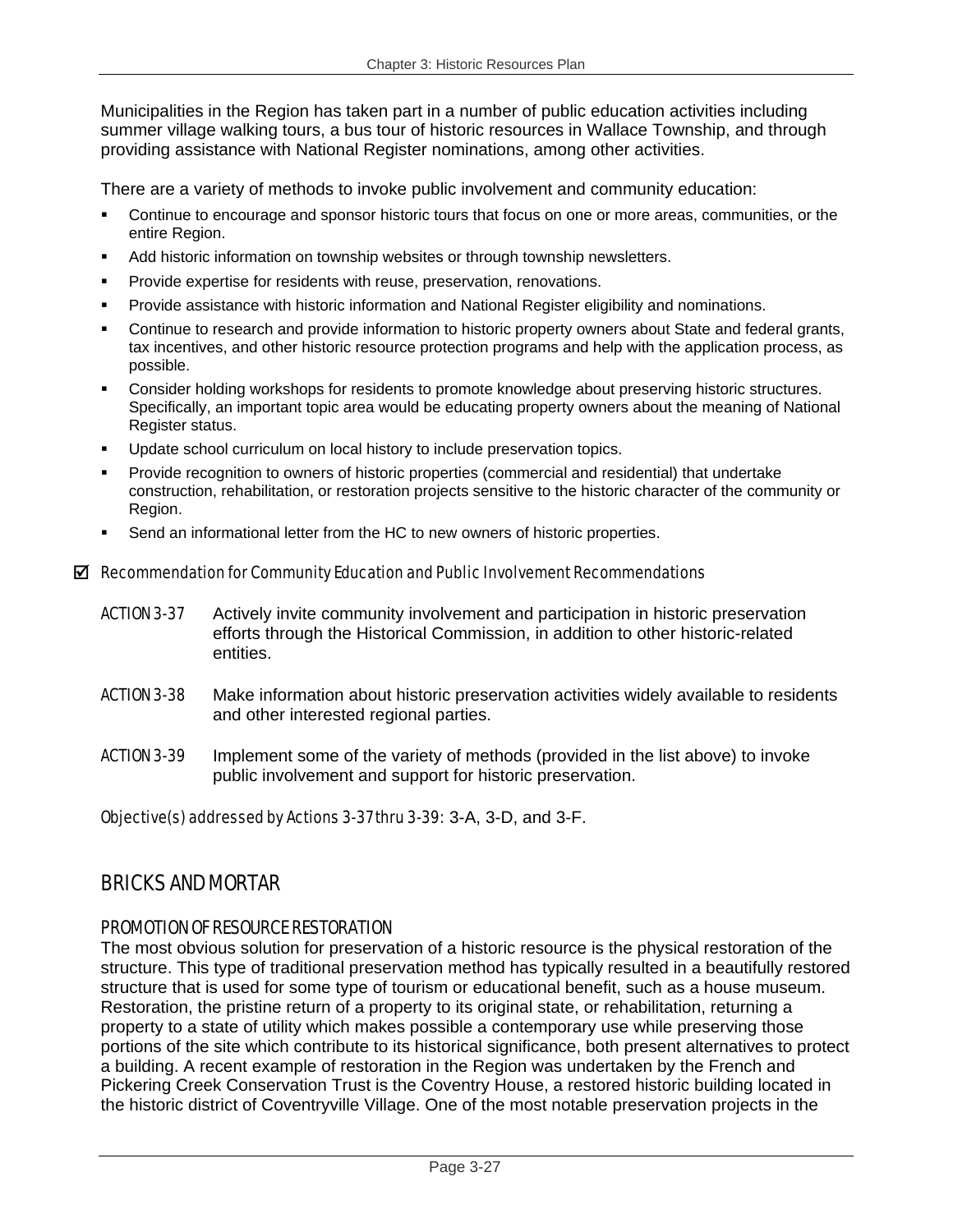Municipalities in the Region has taken part in a number of public education activities including summer village walking tours, a bus tour of historic resources in Wallace Township, and through providing assistance with National Register nominations, among other activities.

There are a variety of methods to invoke public involvement and community education:

- Continue to encourage and sponsor historic tours that focus on one or more areas, communities, or the entire Region.
- Add historic information on township websites or through township newsletters.
- Provide expertise for residents with reuse, preservation, renovations.
- Provide assistance with historic information and National Register eligibility and nominations.
- Continue to research and provide information to historic property owners about State and federal grants, tax incentives, and other historic resource protection programs and help with the application process, as possible.
- Consider holding workshops for residents to promote knowledge about preserving historic structures. Specifically, an important topic area would be educating property owners about the meaning of National Register status.
- Update school curriculum on local history to include preservation topics.
- Provide recognition to owners of historic properties (commercial and residential) that undertake construction, rehabilitation, or restoration projects sensitive to the historic character of the community or Region.
- Send an informational letter from the HC to new owners of historic properties.

☑ *Recommendation for Community Education and Public Involvement Recommendations*

ACTION 3-37 Actively invite community involvement and participation in historic preservation efforts through the Historical Commission, in addition to other historic-related entities.

ACTION 3-38 Make information about historic preservation activities widely available to residents and other interested regional parties.

ACTION 3-39 Implement some of the variety of methods (provided in the list above) to invoke public involvement and support for historic preservation.

*Objective(s) addressed by Actions 3-37 thru 3-39:* 3-A, 3-D, and 3-F.

## BRICKS AND MORTAR

### PROMOTION OF RESOURCE RESTORATION

The most obvious solution for preservation of a historic resource is the physical restoration of the structure. This type of traditional preservation method has typically resulted in a beautifully restored structure that is used for some type of tourism or educational benefit, such as a house museum. Restoration, the pristine return of a property to its original state, or rehabilitation, returning a property to a state of utility which makes possible a contemporary use while preserving those portions of the site which contribute to its historical significance, both present alternatives to protect a building. A recent example of restoration in the Region was undertaken by the French and Pickering Creek Conservation Trust is the Coventry House, a restored historic building located in the historic district of Coventryville Village. One of the most notable preservation projects in the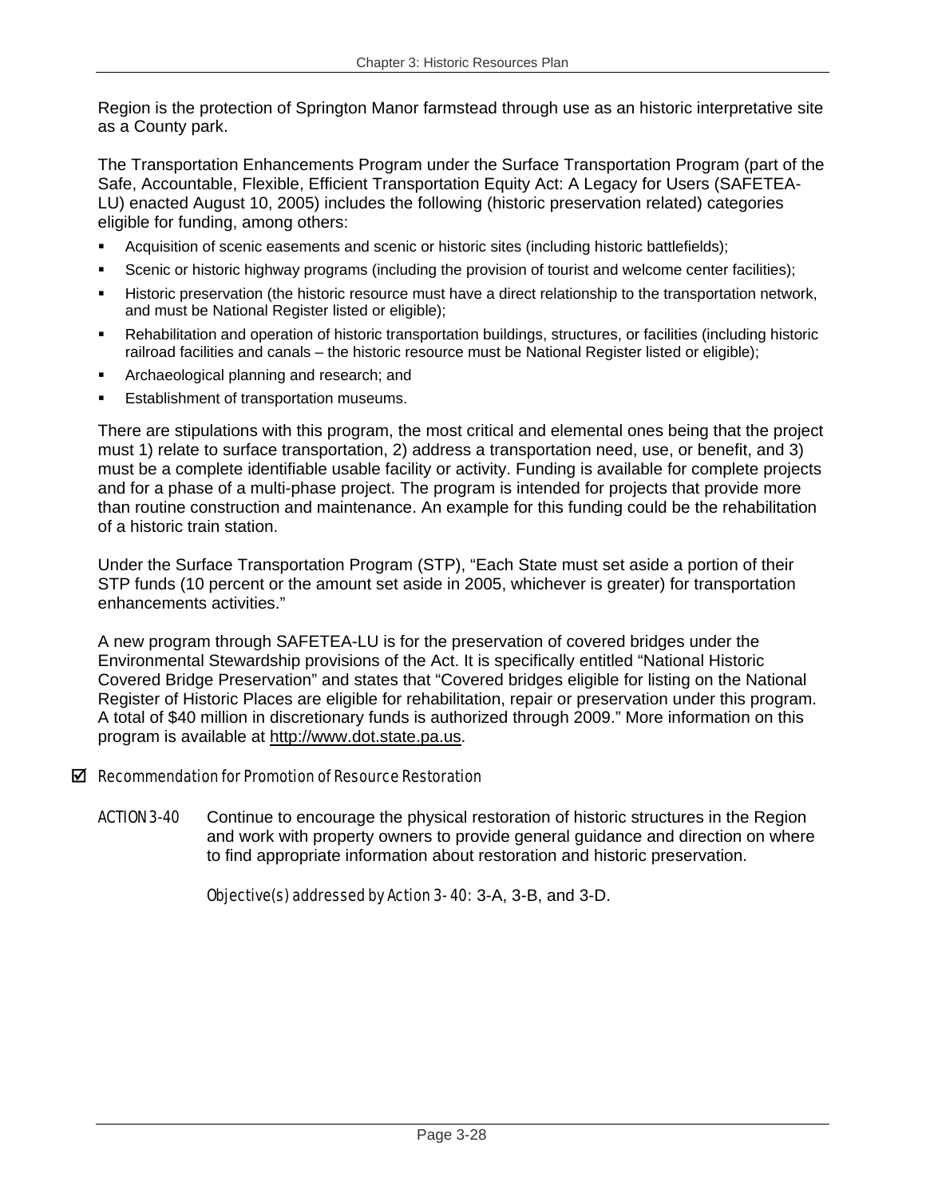Region is the protection of Springton Manor farmstead through use as an historic interpretative site as a County park.

The Transportation Enhancements Program under the Surface Transportation Program (part of the Safe, Accountable, Flexible, Efficient Transportation Equity Act: A Legacy for Users (SAFETEA-LU) enacted August 10, 2005) includes the following (historic preservation related) categories eligible for funding, among others:

- Acquisition of scenic easements and scenic or historic sites (including historic battlefields);
- Scenic or historic highway programs (including the provision of tourist and welcome center facilities);
- Historic preservation (the historic resource must have a direct relationship to the transportation network, and must be National Register listed or eligible);
- Rehabilitation and operation of historic transportation buildings, structures, or facilities (including historic railroad facilities and canals – the historic resource must be National Register listed or eligible);
- Archaeological planning and research; and
- Establishment of transportation museums.

There are stipulations with this program, the most critical and elemental ones being that the project must 1) relate to surface transportation, 2) address a transportation need, use, or benefit, and 3) must be a complete identifiable usable facility or activity. Funding is available for complete projects and for a phase of a multi-phase project. The program is intended for projects that provide more than routine construction and maintenance. An example for this funding could be the rehabilitation of a historic train station.

Under the Surface Transportation Program (STP), "Each State must set aside a portion of their STP funds (10 percent or the amount set aside in 2005, whichever is greater) for transportation enhancements activities."

A new program through SAFETEA-LU is for the preservation of covered bridges under the Environmental Stewardship provisions of the Act. It is specifically entitled "National Historic Covered Bridge Preservation" and states that "Covered bridges eligible for listing on the National Register of Historic Places are eligible for rehabilitation, repair or preservation under this program. A total of $40 million in discretionary funds is authorized through 2009." More information on this program is available at http://www.dot.state.pa.us.

### ☑ Recommendation for Promotion of Resource Restoration

*ACTION 3-40* Continue to encourage the physical restoration of historic structures in the Region and work with property owners to provide general guidance and direction on where to find appropriate information about restoration and historic preservation.

*Objective(s) addressed by Action 3-40:* 3-A, 3-B, and 3-D.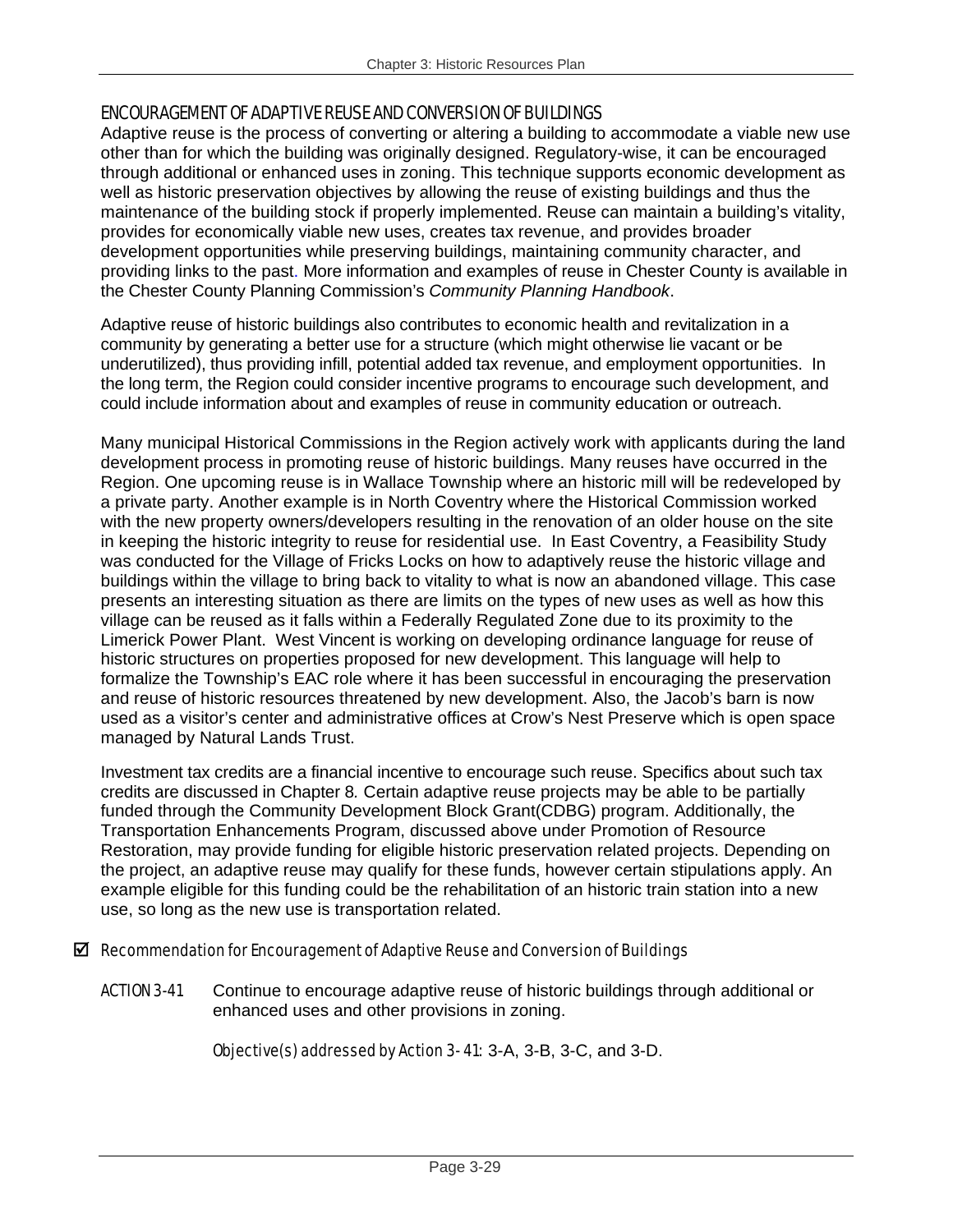## ENCOURAGEMENT OF ADAPTIVE REUSE AND CONVERSION OF BUILDINGS

Adaptive reuse is the process of converting or altering a building to accommodate a viable new use other than for which the building was originally designed. Regulatory-wise, it can be encouraged through additional or enhanced uses in zoning. This technique supports economic development as well as historic preservation objectives by allowing the reuse of existing buildings and thus the maintenance of the building stock if properly implemented. Reuse can maintain a building's vitality, provides for economically viable new uses, creates tax revenue, and provides broader development opportunities while preserving buildings, maintaining community character, and providing links to the past. More information and examples of reuse in Chester County is available in the Chester County Planning Commission's *Community Planning Handbook*.

Adaptive reuse of historic buildings also contributes to economic health and revitalization in a community by generating a better use for a structure (which might otherwise lie vacant or be underutilized), thus providing infill, potential added tax revenue, and employment opportunities. In the long term, the Region could consider incentive programs to encourage such development, and could include information about and examples of reuse in community education or outreach.

Many municipal Historical Commissions in the Region actively work with applicants during the land development process in promoting reuse of historic buildings. Many reuses have occurred in the Region. One upcoming reuse is in Wallace Township where an historic mill will be redeveloped by a private party. Another example is in North Coventry where the Historical Commission worked with the new property owners/developers resulting in the renovation of an older house on the site in keeping the historic integrity to reuse for residential use. In East Coventry, a Feasibility Study was conducted for the Village of Fricks Locks on how to adaptively reuse the historic village and buildings within the village to bring back to vitality to what is now an abandoned village. This case presents an interesting situation as there are limits on the types of new uses as well as how this village can be reused as it falls within a Federally Regulated Zone due to its proximity to the Limerick Power Plant. West Vincent is working on developing ordinance language for reuse of historic structures on properties proposed for new development. This language will help to formalize the Township's EAC role where it has been successful in encouraging the preservation and reuse of historic resources threatened by new development. Also, the Jacob's barn is now used as a visitor's center and administrative offices at Crow's Nest Preserve which is open space managed by Natural Lands Trust.

Investment tax credits are a financial incentive to encourage such reuse. Specifics about such tax credits are discussed in Chapter 8. Certain adaptive reuse projects may be able to be partially funded through the Community Development Block Grant(CDBG) program. Additionally, the Transportation Enhancements Program, discussed above under Promotion of Resource Restoration, may provide funding for eligible historic preservation related projects. Depending on the project, an adaptive reuse may qualify for these funds, however certain stipulations apply. An example eligible for this funding could be the rehabilitation of an historic train station into a new use, so long as the new use is transportation related.

☑ *Recommendation for Encouragement of Adaptive Reuse and Conversion of Buildings*

ACTION 3-41 Continue to encourage adaptive reuse of historic buildings through additional or enhanced uses and other provisions in zoning.

*Objective(s) addressed by Action 3-41*: 3-A, 3-B, 3-C, and 3-D.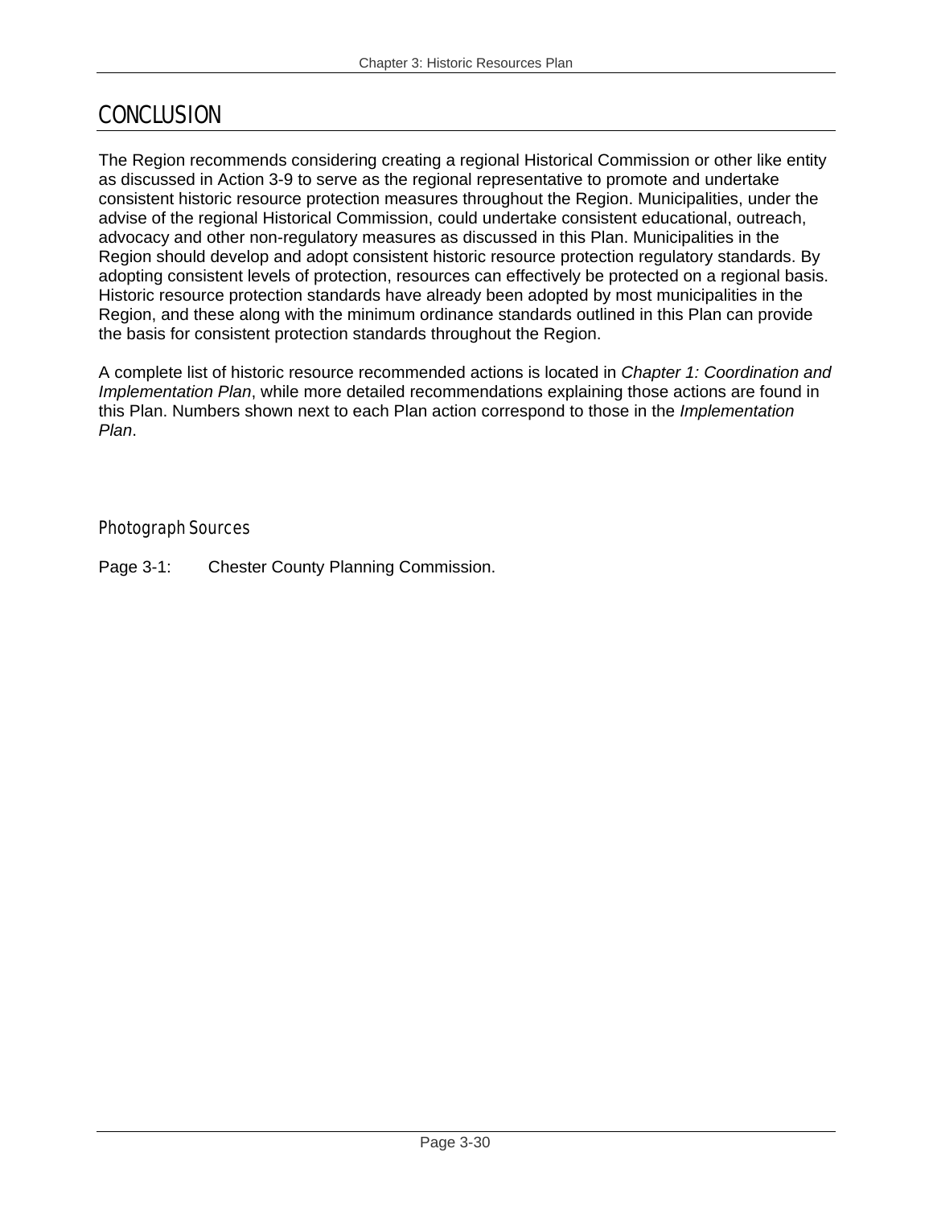## CONCLUSION

The Region recommends considering creating a regional Historical Commission or other like entity as discussed in Action 3-9 to serve as the regional representative to promote and undertake consistent historic resource protection measures throughout the Region. Municipalities, under the advise of the regional Historical Commission, could undertake consistent educational, outreach, advocacy and other non-regulatory measures as discussed in this Plan. Municipalities in the Region should develop and adopt consistent historic resource protection regulatory standards. By adopting consistent levels of protection, resources can effectively be protected on a regional basis. Historic resource protection standards have already been adopted by most municipalities in the Region, and these along with the minimum ordinance standards outlined in this Plan can provide the basis for consistent protection standards throughout the Region.

A complete list of historic resource recommended actions is located in *Chapter 1: Coordination and Implementation Plan*, while more detailed recommendations explaining those actions are found in this Plan. Numbers shown next to each Plan action correspond to those in the *Implementation Plan*.

### Photograph Sources

Page 3-1: Chester County Planning Commission.